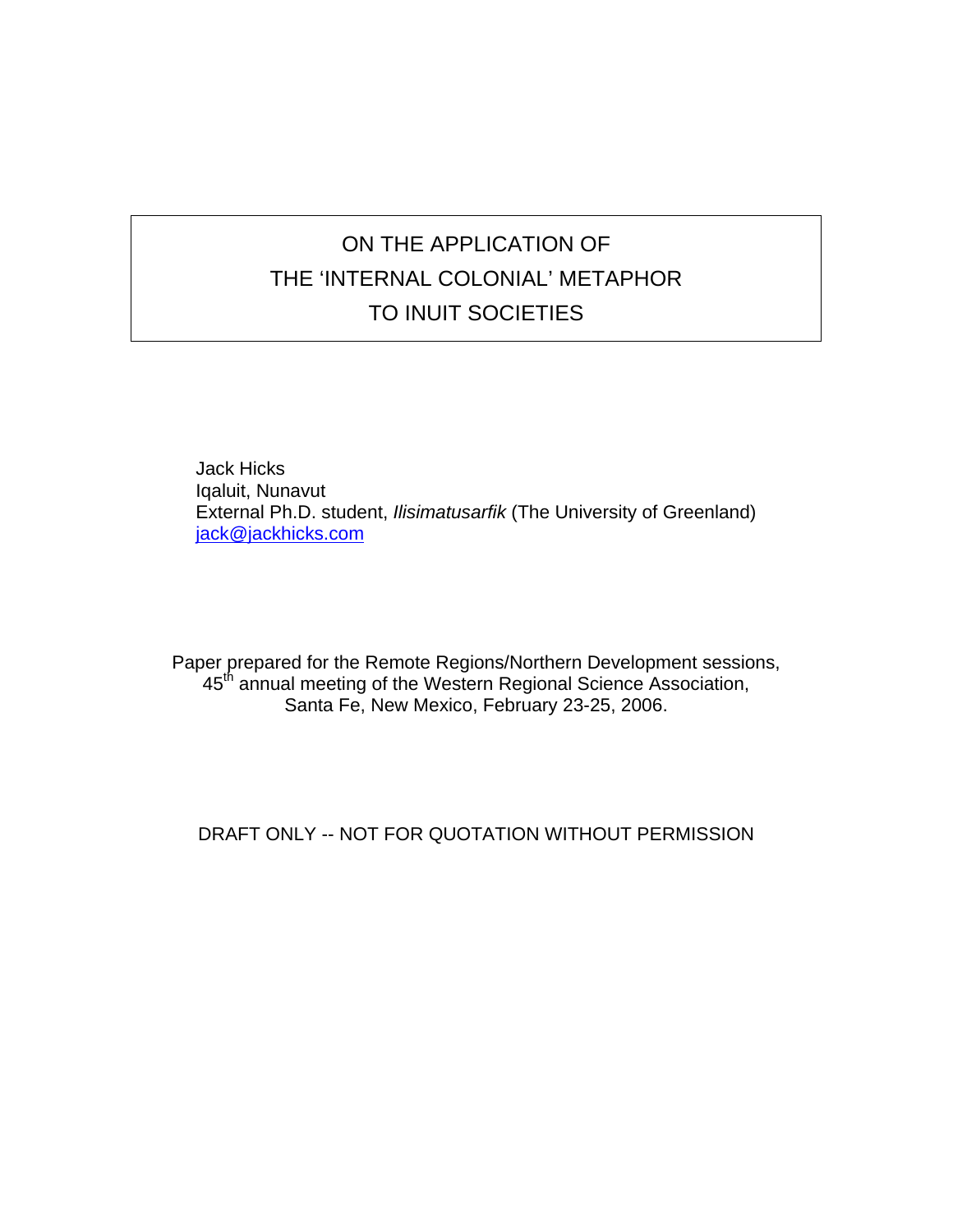# ON THE APPLICATION OF THE 'INTERNAL COLONIAL' METAPHOR TO INUIT SOCIETIES

Jack Hicks
Iqaluit, Nunavut
External Ph.D. student, *Ilisimatusarfik* (The University of Greenland)
jack@jackhicks.com

Paper prepared for the Remote Regions/Northern Development sessions,
45th annual meeting of the Western Regional Science Association,
Santa Fe, New Mexico, February 23-25, 2006.

DRAFT ONLY -- NOT FOR QUOTATION WITHOUT PERMISSION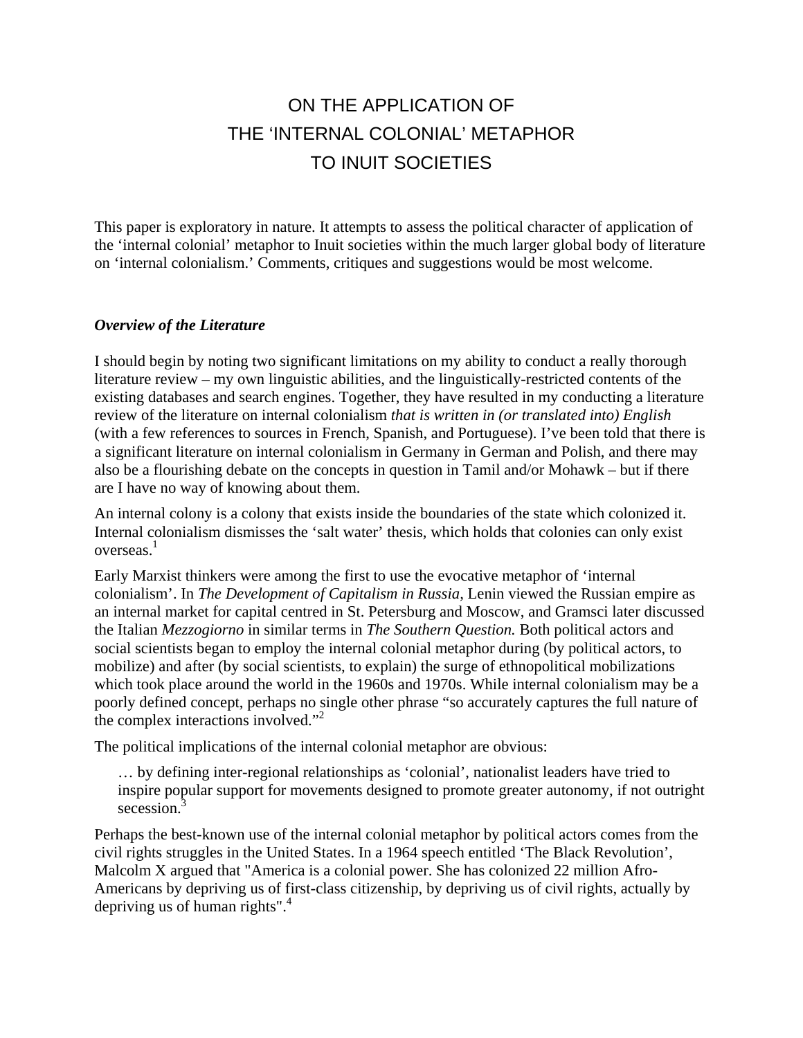# ON THE APPLICATION OF THE 'INTERNAL COLONIAL' METAPHOR TO INUIT SOCIETIES

This paper is exploratory in nature. It attempts to assess the political character of application of the 'internal colonial' metaphor to Inuit societies within the much larger global body of literature on 'internal colonialism.' Comments, critiques and suggestions would be most welcome.

## *Overview of the Literature*

I should begin by noting two significant limitations on my ability to conduct a really thorough literature review – my own linguistic abilities, and the linguistically-restricted contents of the existing databases and search engines. Together, they have resulted in my conducting a literature review of the literature on internal colonialism *that is written in (or translated into) English* (with a few references to sources in French, Spanish, and Portuguese). I've been told that there is a significant literature on internal colonialism in Germany in German and Polish, and there may also be a flourishing debate on the concepts in question in Tamil and/or Mohawk – but if there are I have no way of knowing about them.

An internal colony is a colony that exists inside the boundaries of the state which colonized it. Internal colonialism dismisses the 'salt water' thesis, which holds that colonies can only exist overseas.[1]

Early Marxist thinkers were among the first to use the evocative metaphor of 'internal colonialism'. In *The Development of Capitalism in Russia,* Lenin viewed the Russian empire as an internal market for capital centred in St. Petersburg and Moscow, and Gramsci later discussed the Italian *Mezzogiorno* in similar terms in *The Southern Question.* Both political actors and social scientists began to employ the internal colonial metaphor during (by political actors, to mobilize) and after (by social scientists, to explain) the surge of ethnopolitical mobilizations which took place around the world in the 1960s and 1970s. While internal colonialism may be a poorly defined concept, perhaps no single other phrase "so accurately captures the full nature of the complex interactions involved."[2]

The political implications of the internal colonial metaphor are obvious:

> … by defining inter-regional relationships as 'colonial', nationalist leaders have tried to inspire popular support for movements designed to promote greater autonomy, if not outright secession.[3]

Perhaps the best-known use of the internal colonial metaphor by political actors comes from the civil rights struggles in the United States. In a 1964 speech entitled 'The Black Revolution', Malcolm X argued that "America is a colonial power. She has colonized 22 million Afro-Americans by depriving us of first-class citizenship, by depriving us of civil rights, actually by depriving us of human rights".[4]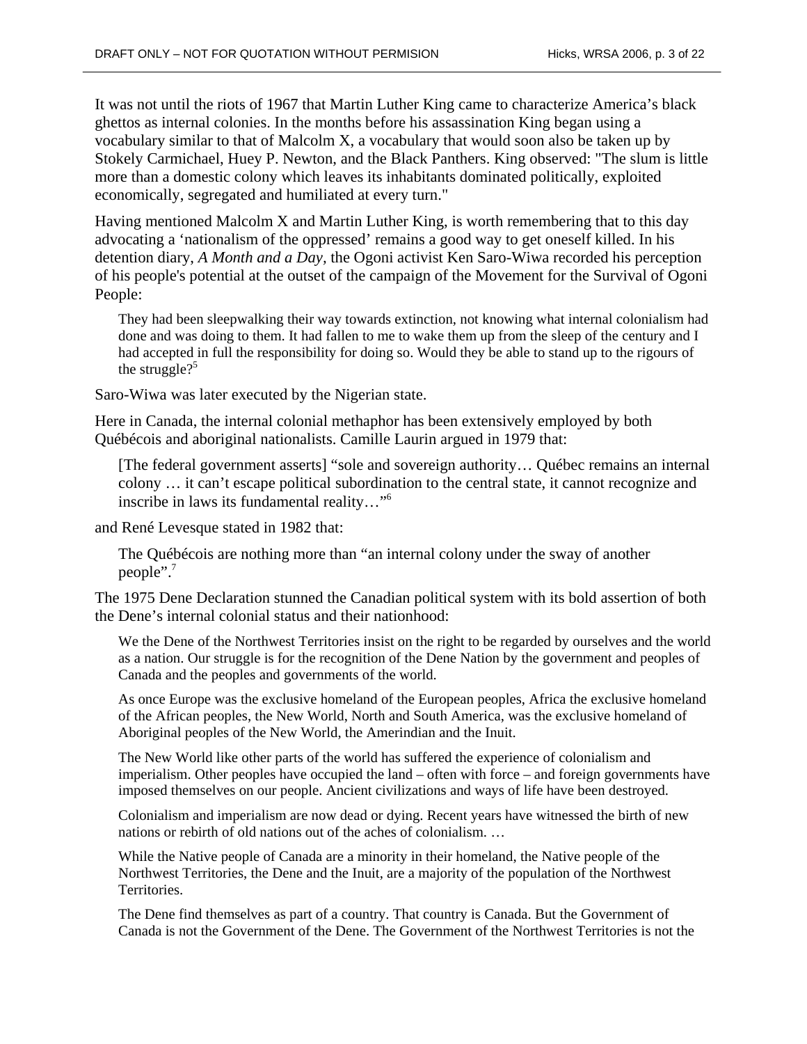It was not until the riots of 1967 that Martin Luther King came to characterize America's black ghettos as internal colonies. In the months before his assassination King began using a vocabulary similar to that of Malcolm X, a vocabulary that would soon also be taken up by Stokely Carmichael, Huey P. Newton, and the Black Panthers. King observed: "The slum is little more than a domestic colony which leaves its inhabitants dominated politically, exploited economically, segregated and humiliated at every turn."

Having mentioned Malcolm X and Martin Luther King, is worth remembering that to this day advocating a 'nationalism of the oppressed' remains a good way to get oneself killed. In his detention diary, *A Month and a Day*, the Ogoni activist Ken Saro-Wiwa recorded his perception of his people's potential at the outset of the campaign of the Movement for the Survival of Ogoni People:

> They had been sleepwalking their way towards extinction, not knowing what internal colonialism had done and was doing to them. It had fallen to me to wake them up from the sleep of the century and I had accepted in full the responsibility for doing so. Would they be able to stand up to the rigours of the struggle?[5]

Saro-Wiwa was later executed by the Nigerian state.

Here in Canada, the internal colonial methaphor has been extensively employed by both Québécois and aboriginal nationalists. Camille Laurin argued in 1979 that:

> [The federal government asserts] "sole and sovereign authority… Québec remains an internal colony … it can't escape political subordination to the central state, it cannot recognize and inscribe in laws its fundamental reality…"[6]

and René Levesque stated in 1982 that:

> The Québécois are nothing more than "an internal colony under the sway of another people".[7]

The 1975 Dene Declaration stunned the Canadian political system with its bold assertion of both the Dene's internal colonial status and their nationhood:

> We the Dene of the Northwest Territories insist on the right to be regarded by ourselves and the world as a nation. Our struggle is for the recognition of the Dene Nation by the government and peoples of Canada and the peoples and governments of the world.
>
> As once Europe was the exclusive homeland of the European peoples, Africa the exclusive homeland of the African peoples, the New World, North and South America, was the exclusive homeland of Aboriginal peoples of the New World, the Amerindian and the Inuit.
>
> The New World like other parts of the world has suffered the experience of colonialism and imperialism. Other peoples have occupied the land – often with force – and foreign governments have imposed themselves on our people. Ancient civilizations and ways of life have been destroyed.
>
> Colonialism and imperialism are now dead or dying. Recent years have witnessed the birth of new nations or rebirth of old nations out of the aches of colonialism. …
>
> While the Native people of Canada are a minority in their homeland, the Native people of the Northwest Territories, the Dene and the Inuit, are a majority of the population of the Northwest Territories.
>
> The Dene find themselves as part of a country. That country is Canada. But the Government of Canada is not the Government of the Dene. The Government of the Northwest Territories is not the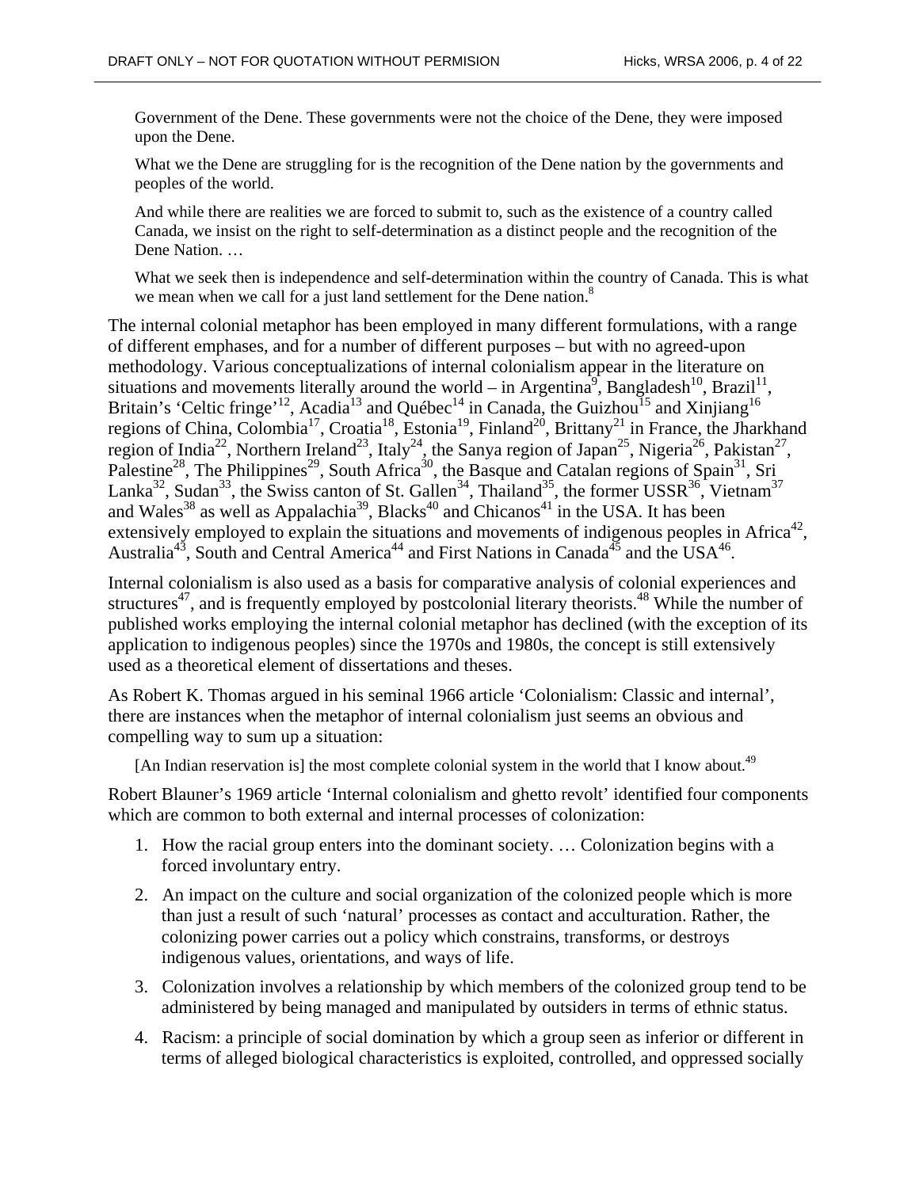> Government of the Dene. These governments were not the choice of the Dene, they were imposed upon the Dene.
>
> What we the Dene are struggling for is the recognition of the Dene nation by the governments and peoples of the world.
>
> And while there are realities we are forced to submit to, such as the existence of a country called Canada, we insist on the right to self-determination as a distinct people and the recognition of the Dene Nation. …
>
> What we seek then is independence and self-determination within the country of Canada. This is what we mean when we call for a just land settlement for the Dene nation.[8]

The internal colonial metaphor has been employed in many different formulations, with a range of different emphases, and for a number of different purposes – but with no agreed-upon methodology. Various conceptualizations of internal colonialism appear in the literature on situations and movements literally around the world – in Argentina[9], Bangladesh[10], Brazil[11], Britain's 'Celtic fringe'[12], Acadia[13] and Québec[14] in Canada, the Guizhou[15] and Xinjiang[16] regions of China, Colombia[17], Croatia[18], Estonia[19], Finland[20], Brittany[21] in France, the Jharkhand region of India[22], Northern Ireland[23], Italy[24], the Sanya region of Japan[25], Nigeria[26], Pakistan[27], Palestine[28], The Philippines[29], South Africa[30], the Basque and Catalan regions of Spain[31], Sri Lanka[32], Sudan[33], the Swiss canton of St. Gallen[34], Thailand[35], the former USSR[36], Vietnam[37] and Wales[38] as well as Appalachia[39], Blacks[40] and Chicanos[41] in the USA. It has been extensively employed to explain the situations and movements of indigenous peoples in Africa[42], Australia[43], South and Central America[44] and First Nations in Canada[45] and the USA[46].

Internal colonialism is also used as a basis for comparative analysis of colonial experiences and structures[47], and is frequently employed by postcolonial literary theorists.[48] While the number of published works employing the internal colonial metaphor has declined (with the exception of its application to indigenous peoples) since the 1970s and 1980s, the concept is still extensively used as a theoretical element of dissertations and theses.

As Robert K. Thomas argued in his seminal 1966 article 'Colonialism: Classic and internal', there are instances when the metaphor of internal colonialism just seems an obvious and compelling way to sum up a situation:

> [An Indian reservation is] the most complete colonial system in the world that I know about.[49]

Robert Blauner's 1969 article 'Internal colonialism and ghetto revolt' identified four components which are common to both external and internal processes of colonization:

1. How the racial group enters into the dominant society. … Colonization begins with a forced involuntary entry.
2. An impact on the culture and social organization of the colonized people which is more than just a result of such 'natural' processes as contact and acculturation. Rather, the colonizing power carries out a policy which constrains, transforms, or destroys indigenous values, orientations, and ways of life.
3. Colonization involves a relationship by which members of the colonized group tend to be administered by being managed and manipulated by outsiders in terms of ethnic status.
4. Racism: a principle of social domination by which a group seen as inferior or different in terms of alleged biological characteristics is exploited, controlled, and oppressed socially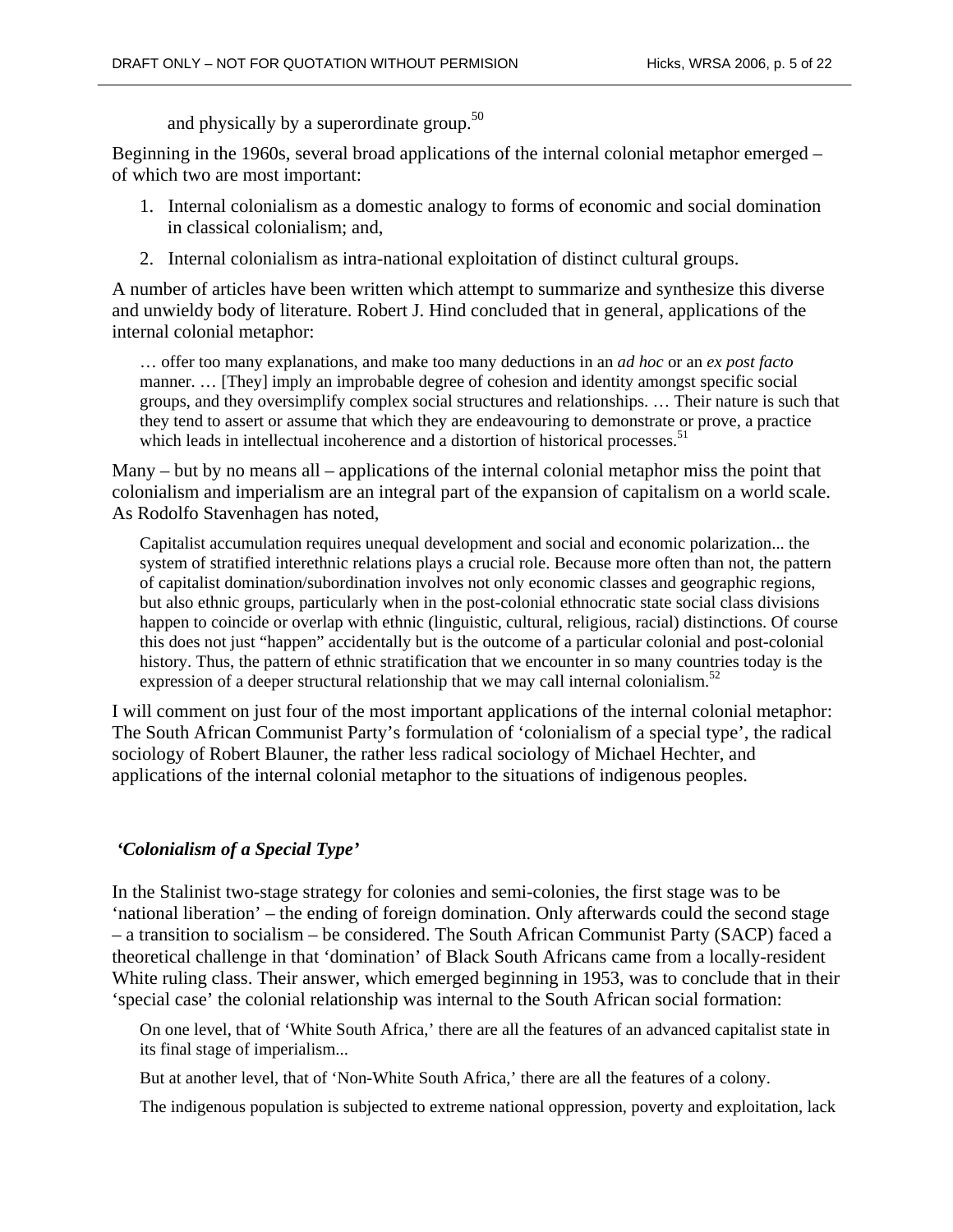and physically by a superordinate group.[50]

Beginning in the 1960s, several broad applications of the internal colonial metaphor emerged – of which two are most important:

1. Internal colonialism as a domestic analogy to forms of economic and social domination in classical colonialism; and,
2. Internal colonialism as intra-national exploitation of distinct cultural groups.

A number of articles have been written which attempt to summarize and synthesize this diverse and unwieldy body of literature. Robert J. Hind concluded that in general, applications of the internal colonial metaphor:

> … offer too many explanations, and make too many deductions in an *ad hoc* or an *ex post facto* manner. … [They] imply an improbable degree of cohesion and identity amongst specific social groups, and they oversimplify complex social structures and relationships. … Their nature is such that they tend to assert or assume that which they are endeavouring to demonstrate or prove, a practice which leads in intellectual incoherence and a distortion of historical processes.[51]

Many – but by no means all – applications of the internal colonial metaphor miss the point that colonialism and imperialism are an integral part of the expansion of capitalism on a world scale. As Rodolfo Stavenhagen has noted,

> Capitalist accumulation requires unequal development and social and economic polarization... the system of stratified interethnic relations plays a crucial role. Because more often than not, the pattern of capitalist domination/subordination involves not only economic classes and geographic regions, but also ethnic groups, particularly when in the post-colonial ethnocratic state social class divisions happen to coincide or overlap with ethnic (linguistic, cultural, religious, racial) distinctions. Of course this does not just "happen" accidentally but is the outcome of a particular colonial and post-colonial history. Thus, the pattern of ethnic stratification that we encounter in so many countries today is the expression of a deeper structural relationship that we may call internal colonialism.[52]

I will comment on just four of the most important applications of the internal colonial metaphor: The South African Communist Party's formulation of 'colonialism of a special type', the radical sociology of Robert Blauner, the rather less radical sociology of Michael Hechter, and applications of the internal colonial metaphor to the situations of indigenous peoples.

### *'Colonialism of a Special Type'*

In the Stalinist two-stage strategy for colonies and semi-colonies, the first stage was to be 'national liberation' – the ending of foreign domination. Only afterwards could the second stage – a transition to socialism – be considered. The South African Communist Party (SACP) faced a theoretical challenge in that 'domination' of Black South Africans came from a locally-resident White ruling class. Their answer, which emerged beginning in 1953, was to conclude that in their 'special case' the colonial relationship was internal to the South African social formation:

> On one level, that of 'White South Africa,' there are all the features of an advanced capitalist state in its final stage of imperialism...
>
> But at another level, that of 'Non-White South Africa,' there are all the features of a colony.
>
> The indigenous population is subjected to extreme national oppression, poverty and exploitation, lack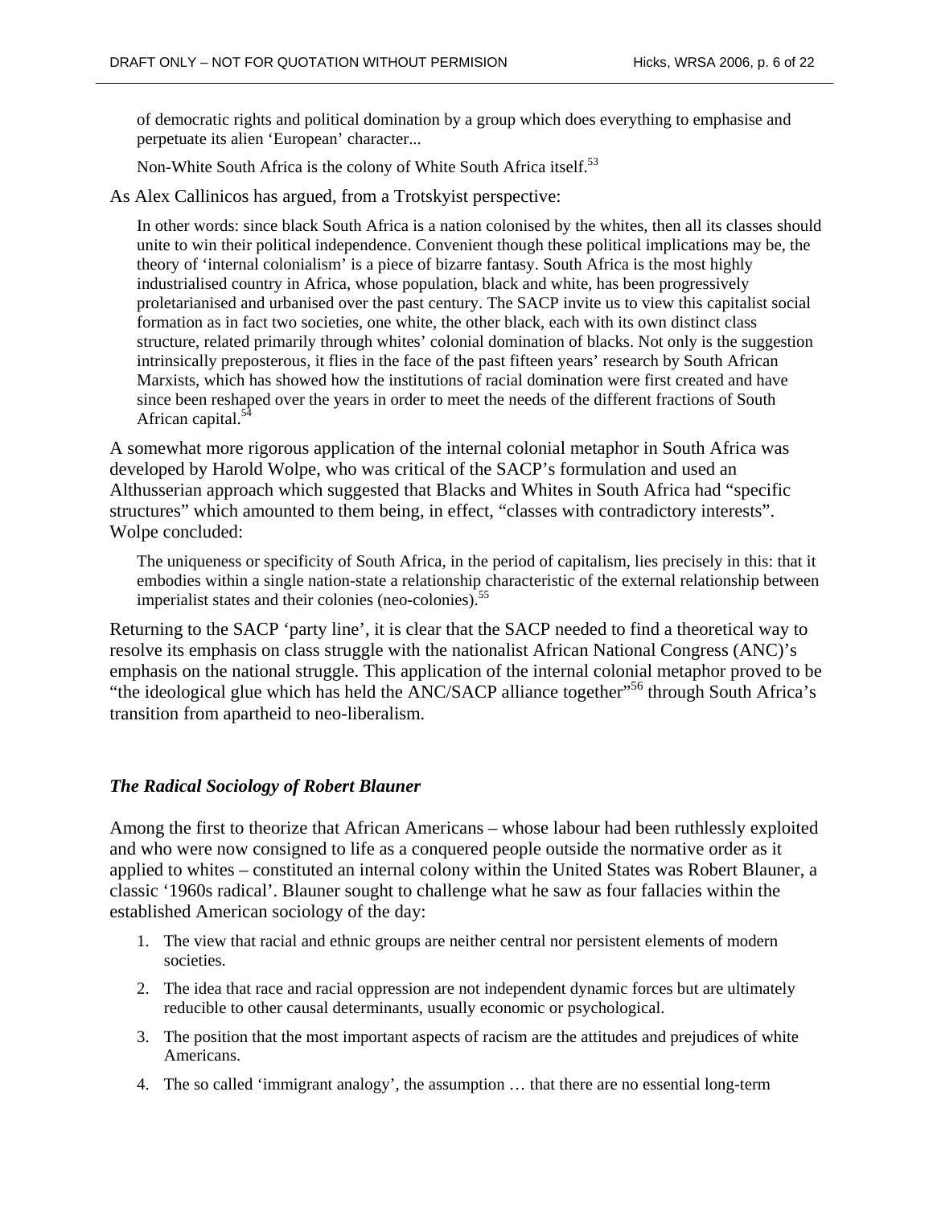> of democratic rights and political domination by a group which does everything to emphasise and perpetuate its alien 'European' character...
>
> Non-White South Africa is the colony of White South Africa itself.[53]

As Alex Callinicos has argued, from a Trotskyist perspective:

> In other words: since black South Africa is a nation colonised by the whites, then all its classes should unite to win their political independence. Convenient though these political implications may be, the theory of 'internal colonialism' is a piece of bizarre fantasy. South Africa is the most highly industrialised country in Africa, whose population, black and white, has been progressively proletarianised and urbanised over the past century. The SACP invite us to view this capitalist social formation as in fact two societies, one white, the other black, each with its own distinct class structure, related primarily through whites' colonial domination of blacks. Not only is the suggestion intrinsically preposterous, it flies in the face of the past fifteen years' research by South African Marxists, which has showed how the institutions of racial domination were first created and have since been reshaped over the years in order to meet the needs of the different fractions of South African capital.[54]

A somewhat more rigorous application of the internal colonial metaphor in South Africa was developed by Harold Wolpe, who was critical of the SACP's formulation and used an Althusserian approach which suggested that Blacks and Whites in South Africa had "specific structures" which amounted to them being, in effect, "classes with contradictory interests". Wolpe concluded:

> The uniqueness or specificity of South Africa, in the period of capitalism, lies precisely in this: that it embodies within a single nation-state a relationship characteristic of the external relationship between imperialist states and their colonies (neo-colonies).[55]

Returning to the SACP 'party line', it is clear that the SACP needed to find a theoretical way to resolve its emphasis on class struggle with the nationalist African National Congress (ANC)'s emphasis on the national struggle. This application of the internal colonial metaphor proved to be "the ideological glue which has held the ANC/SACP alliance together"[56] through South Africa's transition from apartheid to neo-liberalism.

### *The Radical Sociology of Robert Blauner*

Among the first to theorize that African Americans – whose labour had been ruthlessly exploited and who were now consigned to life as a conquered people outside the normative order as it applied to whites – constituted an internal colony within the United States was Robert Blauner, a classic '1960s radical'. Blauner sought to challenge what he saw as four fallacies within the established American sociology of the day:

1. The view that racial and ethnic groups are neither central nor persistent elements of modern societies.
2. The idea that race and racial oppression are not independent dynamic forces but are ultimately reducible to other causal determinants, usually economic or psychological.
3. The position that the most important aspects of racism are the attitudes and prejudices of white Americans.
4. The so called 'immigrant analogy', the assumption … that there are no essential long-term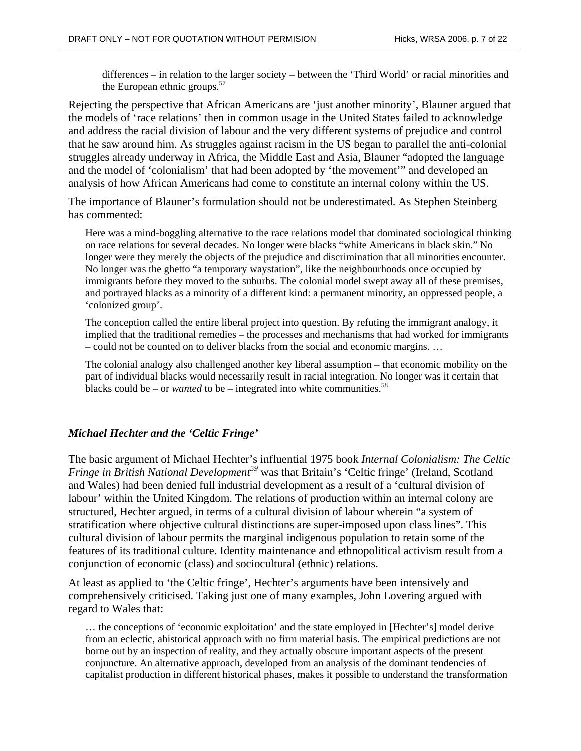> differences – in relation to the larger society – between the 'Third World' or racial minorities and the European ethnic groups.[57]

Rejecting the perspective that African Americans are 'just another minority', Blauner argued that the models of 'race relations' then in common usage in the United States failed to acknowledge and address the racial division of labour and the very different systems of prejudice and control that he saw around him. As struggles against racism in the US began to parallel the anti-colonial struggles already underway in Africa, the Middle East and Asia, Blauner "adopted the language and the model of 'colonialism' that had been adopted by 'the movement'" and developed an analysis of how African Americans had come to constitute an internal colony within the US.

The importance of Blauner's formulation should not be underestimated. As Stephen Steinberg has commented:

> Here was a mind-boggling alternative to the race relations model that dominated sociological thinking on race relations for several decades. No longer were blacks "white Americans in black skin." No longer were they merely the objects of the prejudice and discrimination that all minorities encounter. No longer was the ghetto "a temporary waystation", like the neighbourhoods once occupied by immigrants before they moved to the suburbs. The colonial model swept away all of these premises, and portrayed blacks as a minority of a different kind: a permanent minority, an oppressed people, a 'colonized group'.
>
> The conception called the entire liberal project into question. By refuting the immigrant analogy, it implied that the traditional remedies – the processes and mechanisms that had worked for immigrants – could not be counted on to deliver blacks from the social and economic margins. …
>
> The colonial analogy also challenged another key liberal assumption – that economic mobility on the part of individual blacks would necessarily result in racial integration. No longer was it certain that blacks could be – or *wanted* to be – integrated into white communities.[58]

### *Michael Hechter and the 'Celtic Fringe'*

The basic argument of Michael Hechter's influential 1975 book *Internal Colonialism: The Celtic Fringe in British National Development*[59] was that Britain's 'Celtic fringe' (Ireland, Scotland and Wales) had been denied full industrial development as a result of a 'cultural division of labour' within the United Kingdom. The relations of production within an internal colony are structured, Hechter argued, in terms of a cultural division of labour wherein "a system of stratification where objective cultural distinctions are super-imposed upon class lines". This cultural division of labour permits the marginal indigenous population to retain some of the features of its traditional culture. Identity maintenance and ethnopolitical activism result from a conjunction of economic (class) and sociocultural (ethnic) relations.

At least as applied to 'the Celtic fringe', Hechter's arguments have been intensively and comprehensively criticised. Taking just one of many examples, John Lovering argued with regard to Wales that:

> … the conceptions of 'economic exploitation' and the state employed in [Hechter's] model derive from an eclectic, ahistorical approach with no firm material basis. The empirical predictions are not borne out by an inspection of reality, and they actually obscure important aspects of the present conjuncture. An alternative approach, developed from an analysis of the dominant tendencies of capitalist production in different historical phases, makes it possible to understand the transformation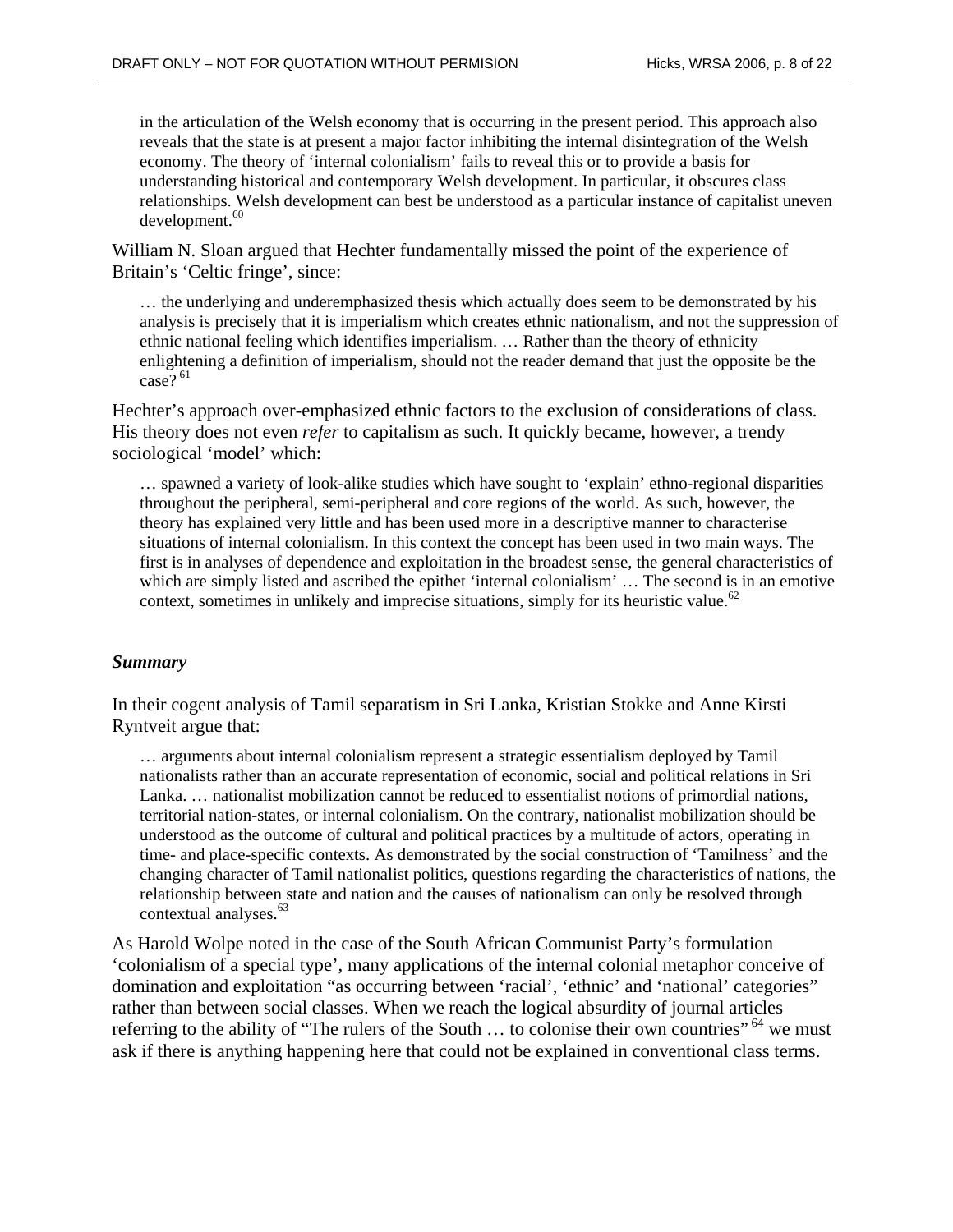> in the articulation of the Welsh economy that is occurring in the present period. This approach also reveals that the state is at present a major factor inhibiting the internal disintegration of the Welsh economy. The theory of 'internal colonialism' fails to reveal this or to provide a basis for understanding historical and contemporary Welsh development. In particular, it obscures class relationships. Welsh development can best be understood as a particular instance of capitalist uneven development.[60]

William N. Sloan argued that Hechter fundamentally missed the point of the experience of Britain's 'Celtic fringe', since:

> … the underlying and underemphasized thesis which actually does seem to be demonstrated by his analysis is precisely that it is imperialism which creates ethnic nationalism, and not the suppression of ethnic national feeling which identifies imperialism. … Rather than the theory of ethnicity enlightening a definition of imperialism, should not the reader demand that just the opposite be the case? [61]

Hechter's approach over-emphasized ethnic factors to the exclusion of considerations of class. His theory does not even *refer* to capitalism as such. It quickly became, however, a trendy sociological 'model' which:

> … spawned a variety of look-alike studies which have sought to 'explain' ethno-regional disparities throughout the peripheral, semi-peripheral and core regions of the world. As such, however, the theory has explained very little and has been used more in a descriptive manner to characterise situations of internal colonialism. In this context the concept has been used in two main ways. The first is in analyses of dependence and exploitation in the broadest sense, the general characteristics of which are simply listed and ascribed the epithet 'internal colonialism' … The second is in an emotive context, sometimes in unlikely and imprecise situations, simply for its heuristic value.[62]

***Summary***

In their cogent analysis of Tamil separatism in Sri Lanka, Kristian Stokke and Anne Kirsti Ryntveit argue that:

> … arguments about internal colonialism represent a strategic essentialism deployed by Tamil nationalists rather than an accurate representation of economic, social and political relations in Sri Lanka. … nationalist mobilization cannot be reduced to essentialist notions of primordial nations, territorial nation-states, or internal colonialism. On the contrary, nationalist mobilization should be understood as the outcome of cultural and political practices by a multitude of actors, operating in time- and place-specific contexts. As demonstrated by the social construction of 'Tamilness' and the changing character of Tamil nationalist politics, questions regarding the characteristics of nations, the relationship between state and nation and the causes of nationalism can only be resolved through contextual analyses.[63]

As Harold Wolpe noted in the case of the South African Communist Party's formulation 'colonialism of a special type', many applications of the internal colonial metaphor conceive of domination and exploitation "as occurring between 'racial', 'ethnic' and 'national' categories" rather than between social classes. When we reach the logical absurdity of journal articles referring to the ability of "The rulers of the South … to colonise their own countries" [64] we must ask if there is anything happening here that could not be explained in conventional class terms.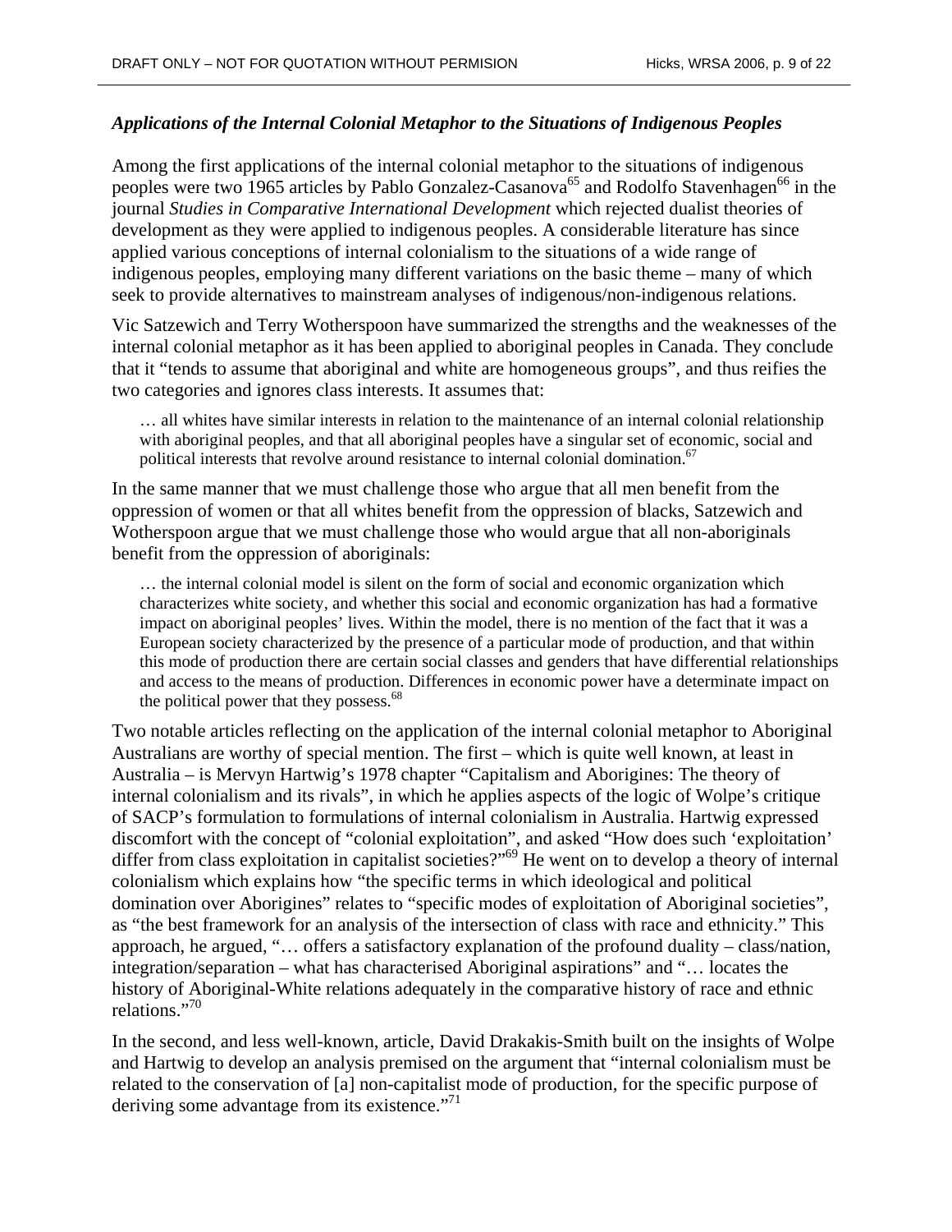### *Applications of the Internal Colonial Metaphor to the Situations of Indigenous Peoples*

Among the first applications of the internal colonial metaphor to the situations of indigenous peoples were two 1965 articles by Pablo Gonzalez-Casanova[65] and Rodolfo Stavenhagen[66] in the journal *Studies in Comparative International Development* which rejected dualist theories of development as they were applied to indigenous peoples. A considerable literature has since applied various conceptions of internal colonialism to the situations of a wide range of indigenous peoples, employing many different variations on the basic theme – many of which seek to provide alternatives to mainstream analyses of indigenous/non-indigenous relations.

Vic Satzewich and Terry Wotherspoon have summarized the strengths and the weaknesses of the internal colonial metaphor as it has been applied to aboriginal peoples in Canada. They conclude that it "tends to assume that aboriginal and white are homogeneous groups", and thus reifies the two categories and ignores class interests. It assumes that:

> … all whites have similar interests in relation to the maintenance of an internal colonial relationship with aboriginal peoples, and that all aboriginal peoples have a singular set of economic, social and political interests that revolve around resistance to internal colonial domination.[67]

In the same manner that we must challenge those who argue that all men benefit from the oppression of women or that all whites benefit from the oppression of blacks, Satzewich and Wotherspoon argue that we must challenge those who would argue that all non-aboriginals benefit from the oppression of aboriginals:

> … the internal colonial model is silent on the form of social and economic organization which characterizes white society, and whether this social and economic organization has had a formative impact on aboriginal peoples' lives. Within the model, there is no mention of the fact that it was a European society characterized by the presence of a particular mode of production, and that within this mode of production there are certain social classes and genders that have differential relationships and access to the means of production. Differences in economic power have a determinate impact on the political power that they possess.[68]

Two notable articles reflecting on the application of the internal colonial metaphor to Aboriginal Australians are worthy of special mention. The first – which is quite well known, at least in Australia – is Mervyn Hartwig's 1978 chapter "Capitalism and Aborigines: The theory of internal colonialism and its rivals", in which he applies aspects of the logic of Wolpe's critique of SACP's formulation to formulations of internal colonialism in Australia. Hartwig expressed discomfort with the concept of "colonial exploitation", and asked "How does such 'exploitation' differ from class exploitation in capitalist societies?"[69] He went on to develop a theory of internal colonialism which explains how "the specific terms in which ideological and political domination over Aborigines" relates to "specific modes of exploitation of Aboriginal societies", as "the best framework for an analysis of the intersection of class with race and ethnicity." This approach, he argued, "… offers a satisfactory explanation of the profound duality – class/nation, integration/separation – what has characterised Aboriginal aspirations" and "… locates the history of Aboriginal-White relations adequately in the comparative history of race and ethnic relations."[70]

In the second, and less well-known, article, David Drakakis-Smith built on the insights of Wolpe and Hartwig to develop an analysis premised on the argument that "internal colonialism must be related to the conservation of [a] non-capitalist mode of production, for the specific purpose of deriving some advantage from its existence."[71]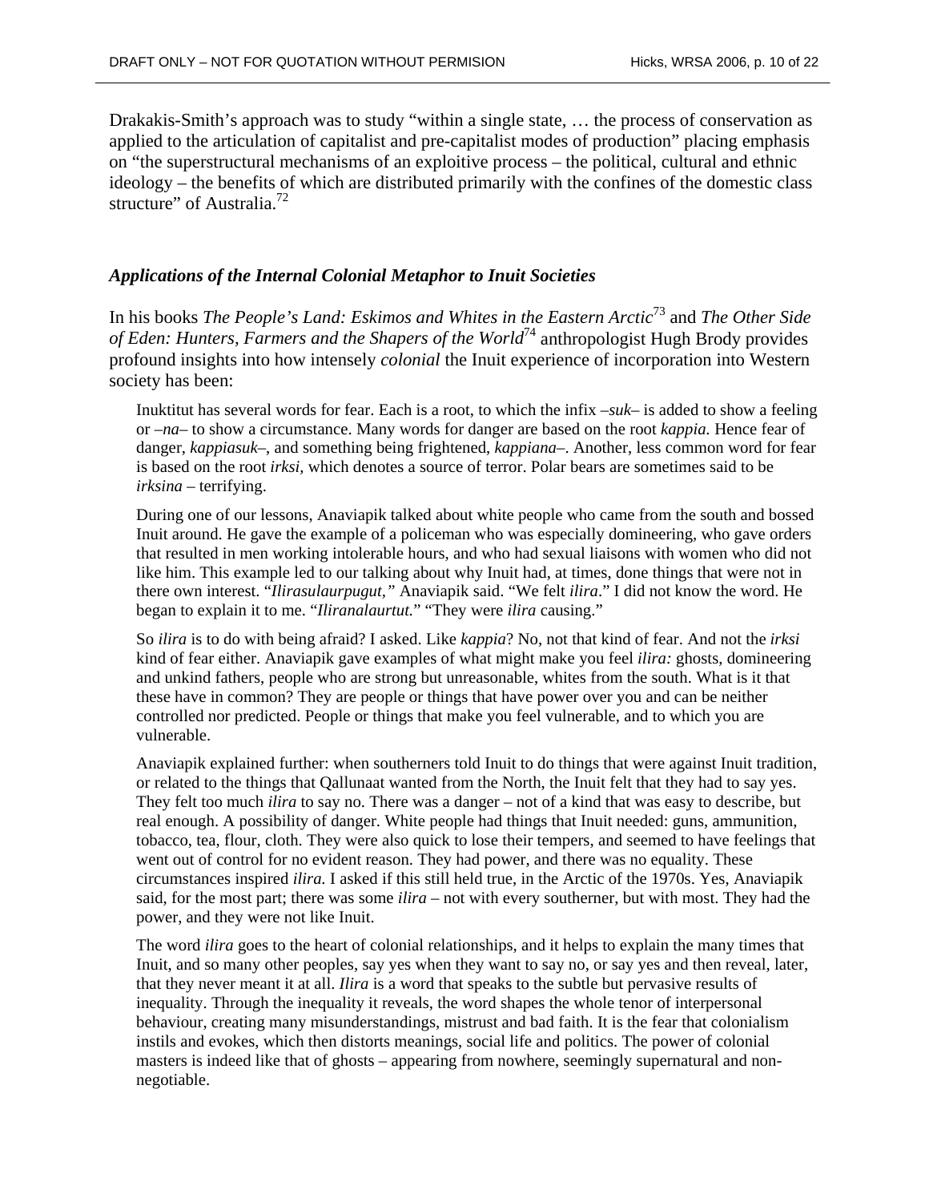Drakakis-Smith's approach was to study "within a single state, … the process of conservation as applied to the articulation of capitalist and pre-capitalist modes of production" placing emphasis on "the superstructural mechanisms of an exploitive process – the political, cultural and ethnic ideology – the benefits of which are distributed primarily with the confines of the domestic class structure" of Australia.[72]

### *Applications of the Internal Colonial Metaphor to Inuit Societies*

In his books *The People's Land: Eskimos and Whites in the Eastern Arctic*[73] and *The Other Side of Eden: Hunters, Farmers and the Shapers of the World*[74] anthropologist Hugh Brody provides profound insights into how intensely *colonial* the Inuit experience of incorporation into Western society has been:

> Inuktitut has several words for fear. Each is a root, to which the infix –*suk*– is added to show a feeling or –*na*– to show a circumstance. Many words for danger are based on the root *kappia.* Hence fear of danger, *kappiasuk*–, and something being frightened, *kappiana*–. Another, less common word for fear is based on the root *irksi*, which denotes a source of terror. Polar bears are sometimes said to be *irksina* – terrifying.
>
> During one of our lessons, Anaviapik talked about white people who came from the south and bossed Inuit around. He gave the example of a policeman who was especially domineering, who gave orders that resulted in men working intolerable hours, and who had sexual liaisons with women who did not like him. This example led to our talking about why Inuit had, at times, done things that were not in there own interest. "*Ilirasulaurpugut,"* Anaviapik said. "We felt *ilira*." I did not know the word. He began to explain it to me. "*Iliranalaurtut.*" "They were *ilira* causing."
>
> So *ilira* is to do with being afraid? I asked. Like *kappia*? No, not that kind of fear. And not the *irksi* kind of fear either. Anaviapik gave examples of what might make you feel *ilira:* ghosts, domineering and unkind fathers, people who are strong but unreasonable, whites from the south. What is it that these have in common? They are people or things that have power over you and can be neither controlled nor predicted. People or things that make you feel vulnerable, and to which you are vulnerable.
>
> Anaviapik explained further: when southerners told Inuit to do things that were against Inuit tradition, or related to the things that Qallunaat wanted from the North, the Inuit felt that they had to say yes. They felt too much *ilira* to say no. There was a danger – not of a kind that was easy to describe, but real enough. A possibility of danger. White people had things that Inuit needed: guns, ammunition, tobacco, tea, flour, cloth. They were also quick to lose their tempers, and seemed to have feelings that went out of control for no evident reason. They had power, and there was no equality. These circumstances inspired *ilira.* I asked if this still held true, in the Arctic of the 1970s. Yes, Anaviapik said, for the most part; there was some *ilira* – not with every southerner, but with most. They had the power, and they were not like Inuit.
>
> The word *ilira* goes to the heart of colonial relationships, and it helps to explain the many times that Inuit, and so many other peoples, say yes when they want to say no, or say yes and then reveal, later, that they never meant it at all. *Ilira* is a word that speaks to the subtle but pervasive results of inequality. Through the inequality it reveals, the word shapes the whole tenor of interpersonal behaviour, creating many misunderstandings, mistrust and bad faith. It is the fear that colonialism instils and evokes, which then distorts meanings, social life and politics. The power of colonial masters is indeed like that of ghosts – appearing from nowhere, seemingly supernatural and non-negotiable.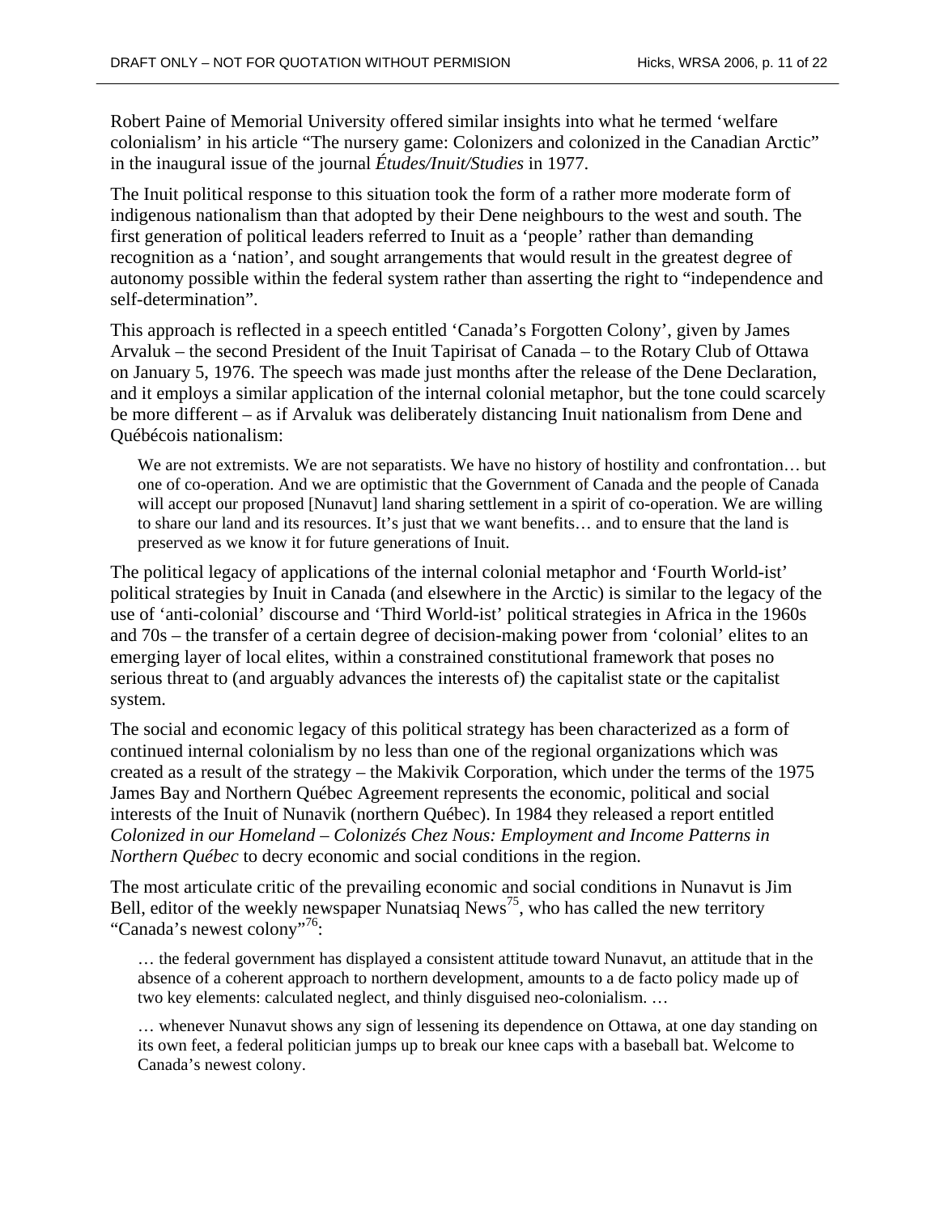Robert Paine of Memorial University offered similar insights into what he termed 'welfare colonialism' in his article "The nursery game: Colonizers and colonized in the Canadian Arctic" in the inaugural issue of the journal *Études/Inuit/Studies* in 1977.

The Inuit political response to this situation took the form of a rather more moderate form of indigenous nationalism than that adopted by their Dene neighbours to the west and south. The first generation of political leaders referred to Inuit as a 'people' rather than demanding recognition as a 'nation', and sought arrangements that would result in the greatest degree of autonomy possible within the federal system rather than asserting the right to "independence and self-determination".

This approach is reflected in a speech entitled 'Canada's Forgotten Colony', given by James Arvaluk – the second President of the Inuit Tapirisat of Canada – to the Rotary Club of Ottawa on January 5, 1976. The speech was made just months after the release of the Dene Declaration, and it employs a similar application of the internal colonial metaphor, but the tone could scarcely be more different – as if Arvaluk was deliberately distancing Inuit nationalism from Dene and Québécois nationalism:

> We are not extremists. We are not separatists. We have no history of hostility and confrontation… but one of co-operation. And we are optimistic that the Government of Canada and the people of Canada will accept our proposed [Nunavut] land sharing settlement in a spirit of co-operation. We are willing to share our land and its resources. It's just that we want benefits… and to ensure that the land is preserved as we know it for future generations of Inuit.

The political legacy of applications of the internal colonial metaphor and 'Fourth World-ist' political strategies by Inuit in Canada (and elsewhere in the Arctic) is similar to the legacy of the use of 'anti-colonial' discourse and 'Third World-ist' political strategies in Africa in the 1960s and 70s – the transfer of a certain degree of decision-making power from 'colonial' elites to an emerging layer of local elites, within a constrained constitutional framework that poses no serious threat to (and arguably advances the interests of) the capitalist state or the capitalist system.

The social and economic legacy of this political strategy has been characterized as a form of continued internal colonialism by no less than one of the regional organizations which was created as a result of the strategy – the Makivik Corporation, which under the terms of the 1975 James Bay and Northern Québec Agreement represents the economic, political and social interests of the Inuit of Nunavik (northern Québec). In 1984 they released a report entitled *Colonized in our Homeland – Colonizés Chez Nous: Employment and Income Patterns in Northern Québec* to decry economic and social conditions in the region.

The most articulate critic of the prevailing economic and social conditions in Nunavut is Jim Bell, editor of the weekly newspaper Nunatsiaq News[75], who has called the new territory "Canada's newest colony"[76]:

> … the federal government has displayed a consistent attitude toward Nunavut, an attitude that in the absence of a coherent approach to northern development, amounts to a de facto policy made up of two key elements: calculated neglect, and thinly disguised neo-colonialism. …
>
> … whenever Nunavut shows any sign of lessening its dependence on Ottawa, at one day standing on its own feet, a federal politician jumps up to break our knee caps with a baseball bat. Welcome to Canada's newest colony.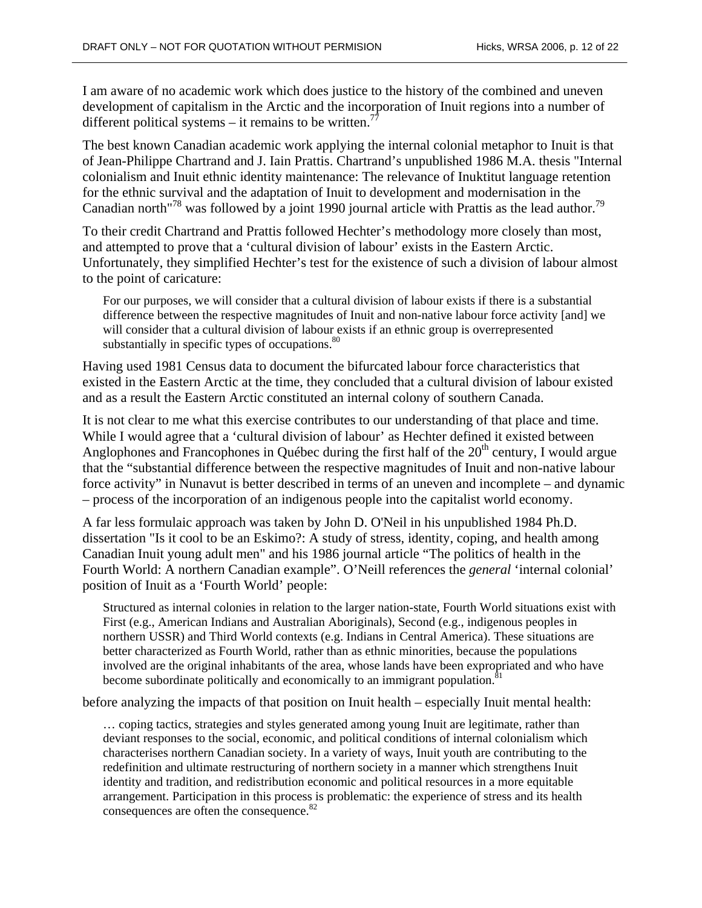I am aware of no academic work which does justice to the history of the combined and uneven development of capitalism in the Arctic and the incorporation of Inuit regions into a number of different political systems – it remains to be written.[77]

The best known Canadian academic work applying the internal colonial metaphor to Inuit is that of Jean-Philippe Chartrand and J. Iain Prattis. Chartrand's unpublished 1986 M.A. thesis "Internal colonialism and Inuit ethnic identity maintenance: The relevance of Inuktitut language retention for the ethnic survival and the adaptation of Inuit to development and modernisation in the Canadian north"[78] was followed by a joint 1990 journal article with Prattis as the lead author.[79]

To their credit Chartrand and Prattis followed Hechter's methodology more closely than most, and attempted to prove that a 'cultural division of labour' exists in the Eastern Arctic. Unfortunately, they simplified Hechter's test for the existence of such a division of labour almost to the point of caricature:

> For our purposes, we will consider that a cultural division of labour exists if there is a substantial difference between the respective magnitudes of Inuit and non-native labour force activity [and] we will consider that a cultural division of labour exists if an ethnic group is overrepresented substantially in specific types of occupations.[80]

Having used 1981 Census data to document the bifurcated labour force characteristics that existed in the Eastern Arctic at the time, they concluded that a cultural division of labour existed and as a result the Eastern Arctic constituted an internal colony of southern Canada.

It is not clear to me what this exercise contributes to our understanding of that place and time. While I would agree that a 'cultural division of labour' as Hechter defined it existed between Anglophones and Francophones in Québec during the first half of the 20th century, I would argue that the "substantial difference between the respective magnitudes of Inuit and non-native labour force activity" in Nunavut is better described in terms of an uneven and incomplete – and dynamic – process of the incorporation of an indigenous people into the capitalist world economy.

A far less formulaic approach was taken by John D. O'Neil in his unpublished 1984 Ph.D. dissertation "Is it cool to be an Eskimo?: A study of stress, identity, coping, and health among Canadian Inuit young adult men" and his 1986 journal article "The politics of health in the Fourth World: A northern Canadian example". O'Neill references the *general* 'internal colonial' position of Inuit as a 'Fourth World' people:

> Structured as internal colonies in relation to the larger nation-state, Fourth World situations exist with First (e.g., American Indians and Australian Aboriginals), Second (e.g., indigenous peoples in northern USSR) and Third World contexts (e.g. Indians in Central America). These situations are better characterized as Fourth World, rather than as ethnic minorities, because the populations involved are the original inhabitants of the area, whose lands have been expropriated and who have become subordinate politically and economically to an immigrant population.[81]

before analyzing the impacts of that position on Inuit health – especially Inuit mental health:

> … coping tactics, strategies and styles generated among young Inuit are legitimate, rather than deviant responses to the social, economic, and political conditions of internal colonialism which characterises northern Canadian society. In a variety of ways, Inuit youth are contributing to the redefinition and ultimate restructuring of northern society in a manner which strengthens Inuit identity and tradition, and redistribution economic and political resources in a more equitable arrangement. Participation in this process is problematic: the experience of stress and its health consequences are often the consequence.[82]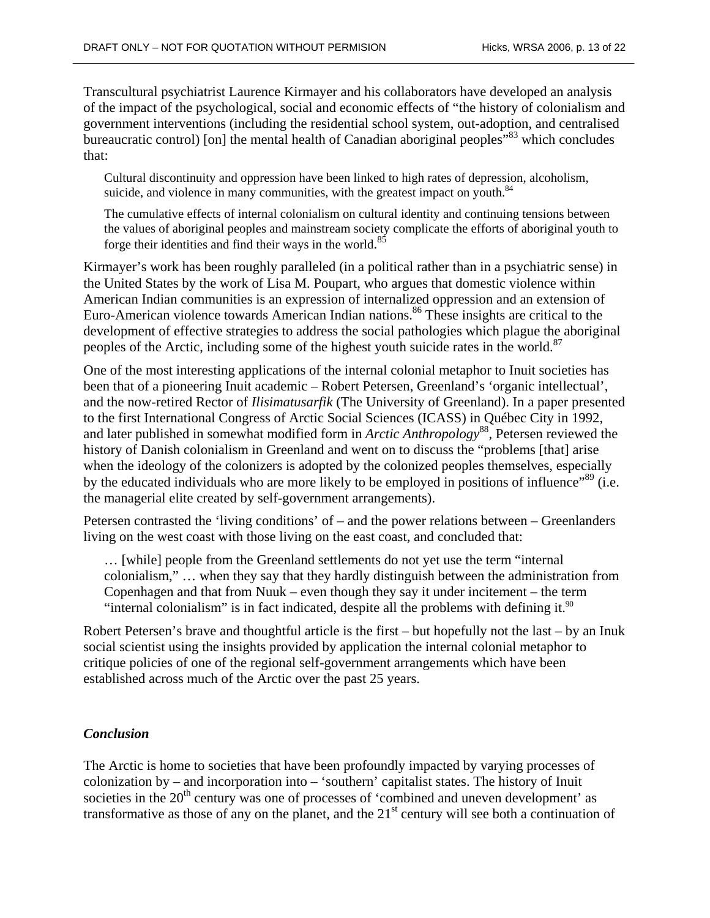Transcultural psychiatrist Laurence Kirmayer and his collaborators have developed an analysis of the impact of the psychological, social and economic effects of "the history of colonialism and government interventions (including the residential school system, out-adoption, and centralised bureaucratic control) [on] the mental health of Canadian aboriginal peoples"[83] which concludes that:

> Cultural discontinuity and oppression have been linked to high rates of depression, alcoholism, suicide, and violence in many communities, with the greatest impact on youth.[84]
>
> The cumulative effects of internal colonialism on cultural identity and continuing tensions between the values of aboriginal peoples and mainstream society complicate the efforts of aboriginal youth to forge their identities and find their ways in the world.[85]

Kirmayer's work has been roughly paralleled (in a political rather than in a psychiatric sense) in the United States by the work of Lisa M. Poupart, who argues that domestic violence within American Indian communities is an expression of internalized oppression and an extension of Euro-American violence towards American Indian nations.[86] These insights are critical to the development of effective strategies to address the social pathologies which plague the aboriginal peoples of the Arctic, including some of the highest youth suicide rates in the world.[87]

One of the most interesting applications of the internal colonial metaphor to Inuit societies has been that of a pioneering Inuit academic – Robert Petersen, Greenland's 'organic intellectual', and the now-retired Rector of *Ilisimatusarfik* (The University of Greenland). In a paper presented to the first International Congress of Arctic Social Sciences (ICASS) in Québec City in 1992, and later published in somewhat modified form in *Arctic Anthropology*[88], Petersen reviewed the history of Danish colonialism in Greenland and went on to discuss the "problems [that] arise when the ideology of the colonizers is adopted by the colonized peoples themselves, especially by the educated individuals who are more likely to be employed in positions of influence"[89] (i.e. the managerial elite created by self-government arrangements).

Petersen contrasted the 'living conditions' of – and the power relations between – Greenlanders living on the west coast with those living on the east coast, and concluded that:

> … [while] people from the Greenland settlements do not yet use the term "internal colonialism," … when they say that they hardly distinguish between the administration from Copenhagen and that from Nuuk – even though they say it under incitement – the term "internal colonialism" is in fact indicated, despite all the problems with defining it.[90]

Robert Petersen's brave and thoughtful article is the first – but hopefully not the last – by an Inuk social scientist using the insights provided by application the internal colonial metaphor to critique policies of one of the regional self-government arrangements which have been established across much of the Arctic over the past 25 years.

## *Conclusion*

The Arctic is home to societies that have been profoundly impacted by varying processes of colonization by – and incorporation into – 'southern' capitalist states. The history of Inuit societies in the 20th century was one of processes of 'combined and uneven development' as transformative as those of any on the planet, and the 21st century will see both a continuation of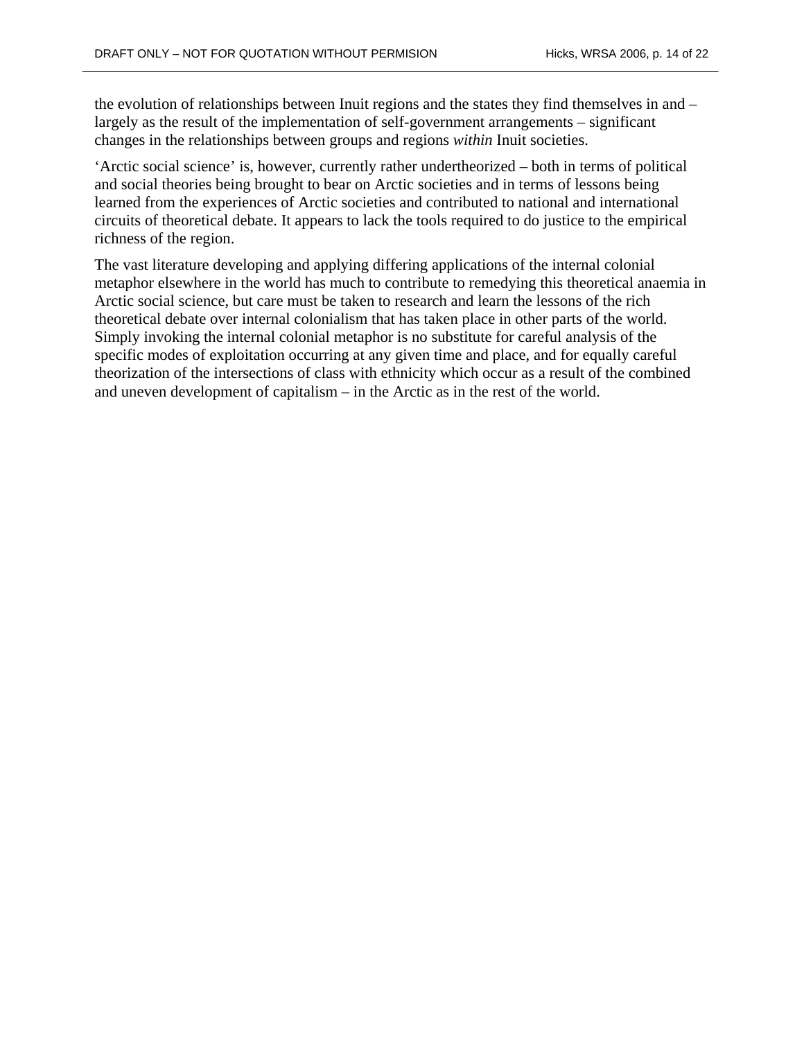the evolution of relationships between Inuit regions and the states they find themselves in and – largely as the result of the implementation of self-government arrangements – significant changes in the relationships between groups and regions *within* Inuit societies.

'Arctic social science' is, however, currently rather undertheorized – both in terms of political and social theories being brought to bear on Arctic societies and in terms of lessons being learned from the experiences of Arctic societies and contributed to national and international circuits of theoretical debate. It appears to lack the tools required to do justice to the empirical richness of the region.

The vast literature developing and applying differing applications of the internal colonial metaphor elsewhere in the world has much to contribute to remedying this theoretical anaemia in Arctic social science, but care must be taken to research and learn the lessons of the rich theoretical debate over internal colonialism that has taken place in other parts of the world. Simply invoking the internal colonial metaphor is no substitute for careful analysis of the specific modes of exploitation occurring at any given time and place, and for equally careful theorization of the intersections of class with ethnicity which occur as a result of the combined and uneven development of capitalism – in the Arctic as in the rest of the world.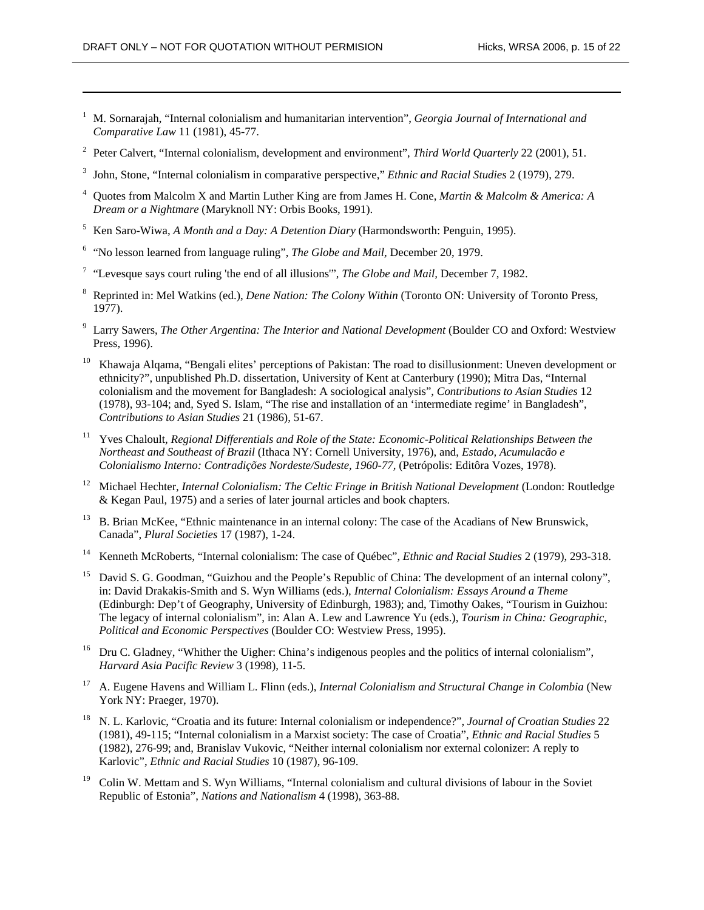[1] M. Sornarajah, "Internal colonialism and humanitarian intervention", *Georgia Journal of International and Comparative Law* 11 (1981), 45-77.

[2] Peter Calvert, "Internal colonialism, development and environment", *Third World Quarterly* 22 (2001), 51.

[3] John, Stone, "Internal colonialism in comparative perspective," *Ethnic and Racial Studies* 2 (1979), 279.

[4] Quotes from Malcolm X and Martin Luther King are from James H. Cone, *Martin & Malcolm & America: A Dream or a Nightmare* (Maryknoll NY: Orbis Books, 1991).

[5] Ken Saro-Wiwa, *A Month and a Day: A Detention Diary* (Harmondsworth: Penguin, 1995).

[6] "No lesson learned from language ruling", *The Globe and Mail,* December 20, 1979.

[7] "Levesque says court ruling 'the end of all illusions'", *The Globe and Mail,* December 7, 1982.

[8] Reprinted in: Mel Watkins (ed.), *Dene Nation: The Colony Within* (Toronto ON: University of Toronto Press, 1977).

[9] Larry Sawers, *The Other Argentina: The Interior and National Development* (Boulder CO and Oxford: Westview Press, 1996).

[10] Khawaja Alqama, "Bengali elites' perceptions of Pakistan: The road to disillusionment: Uneven development or ethnicity?", unpublished Ph.D. dissertation, University of Kent at Canterbury (1990); Mitra Das, "Internal colonialism and the movement for Bangladesh: A sociological analysis", *Contributions to Asian Studies* 12 (1978), 93-104; and, Syed S. Islam, "The rise and installation of an 'intermediate regime' in Bangladesh", *Contributions to Asian Studies* 21 (1986), 51-67.

[11] Yves Chaloult, *Regional Differentials and Role of the State: Economic-Political Relationships Between the Northeast and Southeast of Brazil* (Ithaca NY: Cornell University, 1976), and, *Estado, Acumulacão e Colonialismo Interno: Contradições Nordeste/Sudeste, 1960-77,* (Petrópolis: Editôra Vozes, 1978).

[12] Michael Hechter, *Internal Colonialism: The Celtic Fringe in British National Development* (London: Routledge & Kegan Paul, 1975) and a series of later journal articles and book chapters.

[13] B. Brian McKee, "Ethnic maintenance in an internal colony: The case of the Acadians of New Brunswick, Canada", *Plural Societies* 17 (1987), 1-24.

[14] Kenneth McRoberts, "Internal colonialism: The case of Québec", *Ethnic and Racial Studies* 2 (1979), 293-318.

[15] David S. G. Goodman, "Guizhou and the People's Republic of China: The development of an internal colony", in: David Drakakis-Smith and S. Wyn Williams (eds.), *Internal Colonialism: Essays Around a Theme* (Edinburgh: Dep't of Geography, University of Edinburgh, 1983); and, Timothy Oakes, "Tourism in Guizhou: The legacy of internal colonialism", in: Alan A. Lew and Lawrence Yu (eds.), *Tourism in China: Geographic, Political and Economic Perspectives* (Boulder CO: Westview Press, 1995).

[16] Dru C. Gladney, "Whither the Uigher: China's indigenous peoples and the politics of internal colonialism", *Harvard Asia Pacific Review* 3 (1998), 11-5.

[17] A. Eugene Havens and William L. Flinn (eds.), *Internal Colonialism and Structural Change in Colombia* (New York NY: Praeger, 1970).

[18] N. L. Karlovic, "Croatia and its future: Internal colonialism or independence?", *Journal of Croatian Studies* 22 (1981), 49-115; "Internal colonialism in a Marxist society: The case of Croatia", *Ethnic and Racial Studies* 5 (1982), 276-99; and, Branislav Vukovic, "Neither internal colonialism nor external colonizer: A reply to Karlovic", *Ethnic and Racial Studies* 10 (1987), 96-109.

[19] Colin W. Mettam and S. Wyn Williams, "Internal colonialism and cultural divisions of labour in the Soviet Republic of Estonia", *Nations and Nationalism* 4 (1998), 363-88.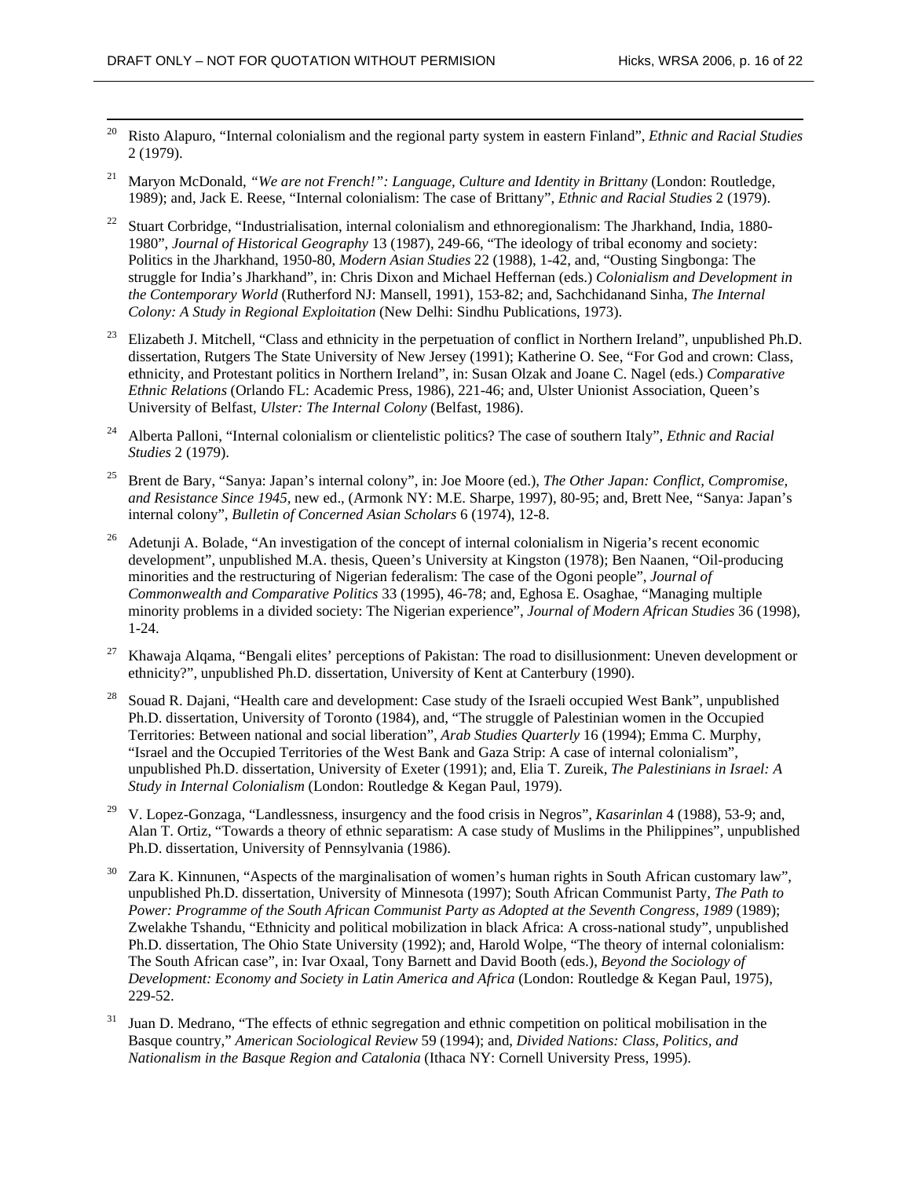[20] Risto Alapuro, "Internal colonialism and the regional party system in eastern Finland", *Ethnic and Racial Studies* 2 (1979).

[21] Maryon McDonald, *"We are not French!": Language, Culture and Identity in Brittany* (London: Routledge, 1989); and, Jack E. Reese, "Internal colonialism: The case of Brittany", *Ethnic and Racial Studies* 2 (1979).

[22] Stuart Corbridge, "Industrialisation, internal colonialism and ethnoregionalism: The Jharkhand, India, 1880-1980", *Journal of Historical Geography* 13 (1987), 249-66, "The ideology of tribal economy and society: Politics in the Jharkhand, 1950-80, *Modern Asian Studies* 22 (1988), 1-42, and, "Ousting Singbonga: The struggle for India's Jharkhand", in: Chris Dixon and Michael Heffernan (eds.) *Colonialism and Development in the Contemporary World* (Rutherford NJ: Mansell, 1991), 153-82; and, Sachchidanand Sinha, *The Internal Colony: A Study in Regional Exploitation* (New Delhi: Sindhu Publications, 1973).

[23] Elizabeth J. Mitchell, "Class and ethnicity in the perpetuation of conflict in Northern Ireland", unpublished Ph.D. dissertation, Rutgers The State University of New Jersey (1991); Katherine O. See, "For God and crown: Class, ethnicity, and Protestant politics in Northern Ireland", in: Susan Olzak and Joane C. Nagel (eds.) *Comparative Ethnic Relations* (Orlando FL: Academic Press, 1986), 221-46; and, Ulster Unionist Association, Queen's University of Belfast, *Ulster: The Internal Colony* (Belfast, 1986).

[24] Alberta Palloni, "Internal colonialism or clientelistic politics? The case of southern Italy", *Ethnic and Racial Studies* 2 (1979).

[25] Brent de Bary, "Sanya: Japan's internal colony", in: Joe Moore (ed.), *The Other Japan: Conflict, Compromise, and Resistance Since 1945*, new ed., (Armonk NY: M.E. Sharpe, 1997), 80-95; and, Brett Nee, "Sanya: Japan's internal colony", *Bulletin of Concerned Asian Scholars* 6 (1974), 12-8.

[26] Adetunji A. Bolade, "An investigation of the concept of internal colonialism in Nigeria's recent economic development", unpublished M.A. thesis, Queen's University at Kingston (1978); Ben Naanen, "Oil-producing minorities and the restructuring of Nigerian federalism: The case of the Ogoni people", *Journal of Commonwealth and Comparative Politics* 33 (1995), 46-78; and, Eghosa E. Osaghae, "Managing multiple minority problems in a divided society: The Nigerian experience", *Journal of Modern African Studies* 36 (1998), 1-24.

[27] Khawaja Alqama, "Bengali elites' perceptions of Pakistan: The road to disillusionment: Uneven development or ethnicity?", unpublished Ph.D. dissertation, University of Kent at Canterbury (1990).

[28] Souad R. Dajani, "Health care and development: Case study of the Israeli occupied West Bank", unpublished Ph.D. dissertation, University of Toronto (1984), and, "The struggle of Palestinian women in the Occupied Territories: Between national and social liberation", *Arab Studies Quarterly* 16 (1994); Emma C. Murphy, "Israel and the Occupied Territories of the West Bank and Gaza Strip: A case of internal colonialism", unpublished Ph.D. dissertation, University of Exeter (1991); and, Elia T. Zureik, *The Palestinians in Israel: A Study in Internal Colonialism* (London: Routledge & Kegan Paul, 1979).

[29] V. Lopez-Gonzaga, "Landlessness, insurgency and the food crisis in Negros", *Kasarinlan* 4 (1988), 53-9; and, Alan T. Ortiz, "Towards a theory of ethnic separatism: A case study of Muslims in the Philippines", unpublished Ph.D. dissertation, University of Pennsylvania (1986).

[30] Zara K. Kinnunen, "Aspects of the marginalisation of women's human rights in South African customary law", unpublished Ph.D. dissertation, University of Minnesota (1997); South African Communist Party, *The Path to Power: Programme of the South African Communist Party as Adopted at the Seventh Congress, 1989* (1989); Zwelakhe Tshandu, "Ethnicity and political mobilization in black Africa: A cross-national study", unpublished Ph.D. dissertation, The Ohio State University (1992); and, Harold Wolpe, "The theory of internal colonialism: The South African case", in: Ivar Oxaal, Tony Barnett and David Booth (eds.), *Beyond the Sociology of Development: Economy and Society in Latin America and Africa* (London: Routledge & Kegan Paul, 1975), 229-52.

[31] Juan D. Medrano, "The effects of ethnic segregation and ethnic competition on political mobilisation in the Basque country," *American Sociological Review* 59 (1994); and, *Divided Nations: Class, Politics, and Nationalism in the Basque Region and Catalonia* (Ithaca NY: Cornell University Press, 1995).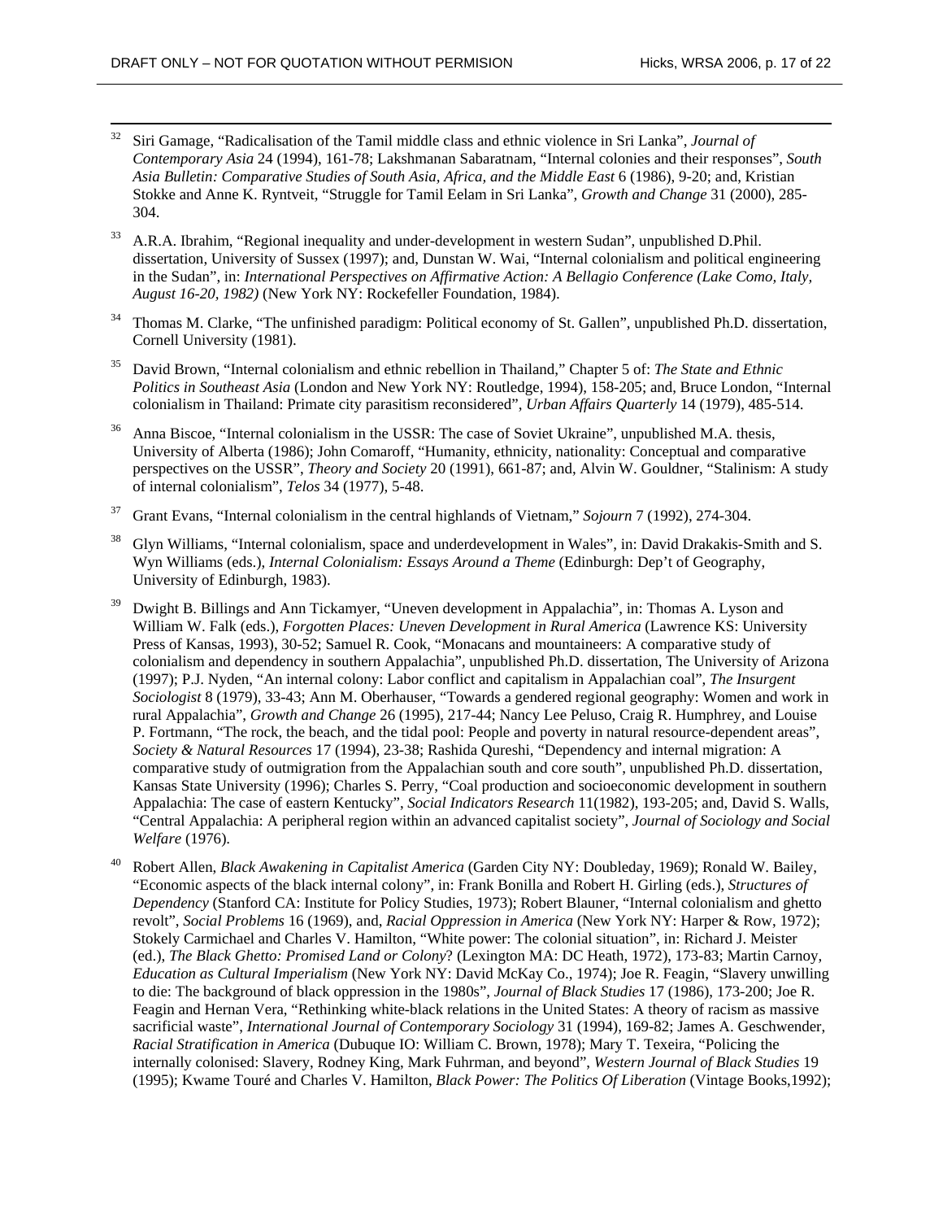[32] Siri Gamage, "Radicalisation of the Tamil middle class and ethnic violence in Sri Lanka", *Journal of Contemporary Asia* 24 (1994), 161-78; Lakshmanan Sabaratnam, "Internal colonies and their responses", *South Asia Bulletin: Comparative Studies of South Asia, Africa, and the Middle East* 6 (1986), 9-20; and, Kristian Stokke and Anne K. Ryntveit, "Struggle for Tamil Eelam in Sri Lanka", *Growth and Change* 31 (2000), 285-304.

[33] A.R.A. Ibrahim, "Regional inequality and under-development in western Sudan", unpublished D.Phil. dissertation, University of Sussex (1997); and, Dunstan W. Wai, "Internal colonialism and political engineering in the Sudan", in: *International Perspectives on Affirmative Action: A Bellagio Conference (Lake Como, Italy, August 16-20, 1982)* (New York NY: Rockefeller Foundation, 1984).

[34] Thomas M. Clarke, "The unfinished paradigm: Political economy of St. Gallen", unpublished Ph.D. dissertation, Cornell University (1981).

[35] David Brown, "Internal colonialism and ethnic rebellion in Thailand," Chapter 5 of: *The State and Ethnic Politics in Southeast Asia* (London and New York NY: Routledge, 1994), 158-205; and, Bruce London, "Internal colonialism in Thailand: Primate city parasitism reconsidered", *Urban Affairs Quarterly* 14 (1979), 485-514.

[36] Anna Biscoe, "Internal colonialism in the USSR: The case of Soviet Ukraine", unpublished M.A. thesis, University of Alberta (1986); John Comaroff, "Humanity, ethnicity, nationality: Conceptual and comparative perspectives on the USSR", *Theory and Society* 20 (1991), 661-87; and, Alvin W. Gouldner, "Stalinism: A study of internal colonialism", *Telos* 34 (1977), 5-48.

[37] Grant Evans, "Internal colonialism in the central highlands of Vietnam," *Sojourn* 7 (1992), 274-304.

[38] Glyn Williams, "Internal colonialism, space and underdevelopment in Wales", in: David Drakakis-Smith and S. Wyn Williams (eds.), *Internal Colonialism: Essays Around a Theme* (Edinburgh: Dep't of Geography, University of Edinburgh, 1983).

[39] Dwight B. Billings and Ann Tickamyer, "Uneven development in Appalachia", in: Thomas A. Lyson and William W. Falk (eds.), *Forgotten Places: Uneven Development in Rural America* (Lawrence KS: University Press of Kansas, 1993), 30-52; Samuel R. Cook, "Monacans and mountaineers: A comparative study of colonialism and dependency in southern Appalachia", unpublished Ph.D. dissertation, The University of Arizona (1997); P.J. Nyden, "An internal colony: Labor conflict and capitalism in Appalachian coal", *The Insurgent Sociologist* 8 (1979), 33-43; Ann M. Oberhauser, "Towards a gendered regional geography: Women and work in rural Appalachia", *Growth and Change* 26 (1995), 217-44; Nancy Lee Peluso, Craig R. Humphrey, and Louise P. Fortmann, "The rock, the beach, and the tidal pool: People and poverty in natural resource-dependent areas", *Society & Natural Resources* 17 (1994), 23-38; Rashida Qureshi, "Dependency and internal migration: A comparative study of outmigration from the Appalachian south and core south", unpublished Ph.D. dissertation, Kansas State University (1996); Charles S. Perry, "Coal production and socioeconomic development in southern Appalachia: The case of eastern Kentucky", *Social Indicators Research* 11(1982), 193-205; and, David S. Walls, "Central Appalachia: A peripheral region within an advanced capitalist society", *Journal of Sociology and Social Welfare* (1976).

[40] Robert Allen, *Black Awakening in Capitalist America* (Garden City NY: Doubleday, 1969); Ronald W. Bailey, "Economic aspects of the black internal colony", in: Frank Bonilla and Robert H. Girling (eds.), *Structures of Dependency* (Stanford CA: Institute for Policy Studies, 1973); Robert Blauner, "Internal colonialism and ghetto revolt", *Social Problems* 16 (1969), and, *Racial Oppression in America* (New York NY: Harper & Row, 1972); Stokely Carmichael and Charles V. Hamilton, "White power: The colonial situation", in: Richard J. Meister (ed.), *The Black Ghetto: Promised Land or Colony*? (Lexington MA: DC Heath, 1972), 173-83; Martin Carnoy, *Education as Cultural Imperialism* (New York NY: David McKay Co., 1974); Joe R. Feagin, "Slavery unwilling to die: The background of black oppression in the 1980s", *Journal of Black Studies* 17 (1986), 173-200; Joe R. Feagin and Hernan Vera, "Rethinking white-black relations in the United States: A theory of racism as massive sacrificial waste", *International Journal of Contemporary Sociology* 31 (1994), 169-82; James A. Geschwender, *Racial Stratification in America* (Dubuque IO: William C. Brown, 1978); Mary T. Texeira, "Policing the internally colonised: Slavery, Rodney King, Mark Fuhrman, and beyond", *Western Journal of Black Studies* 19 (1995); Kwame Touré and Charles V. Hamilton, *Black Power: The Politics Of Liberation* (Vintage Books,1992);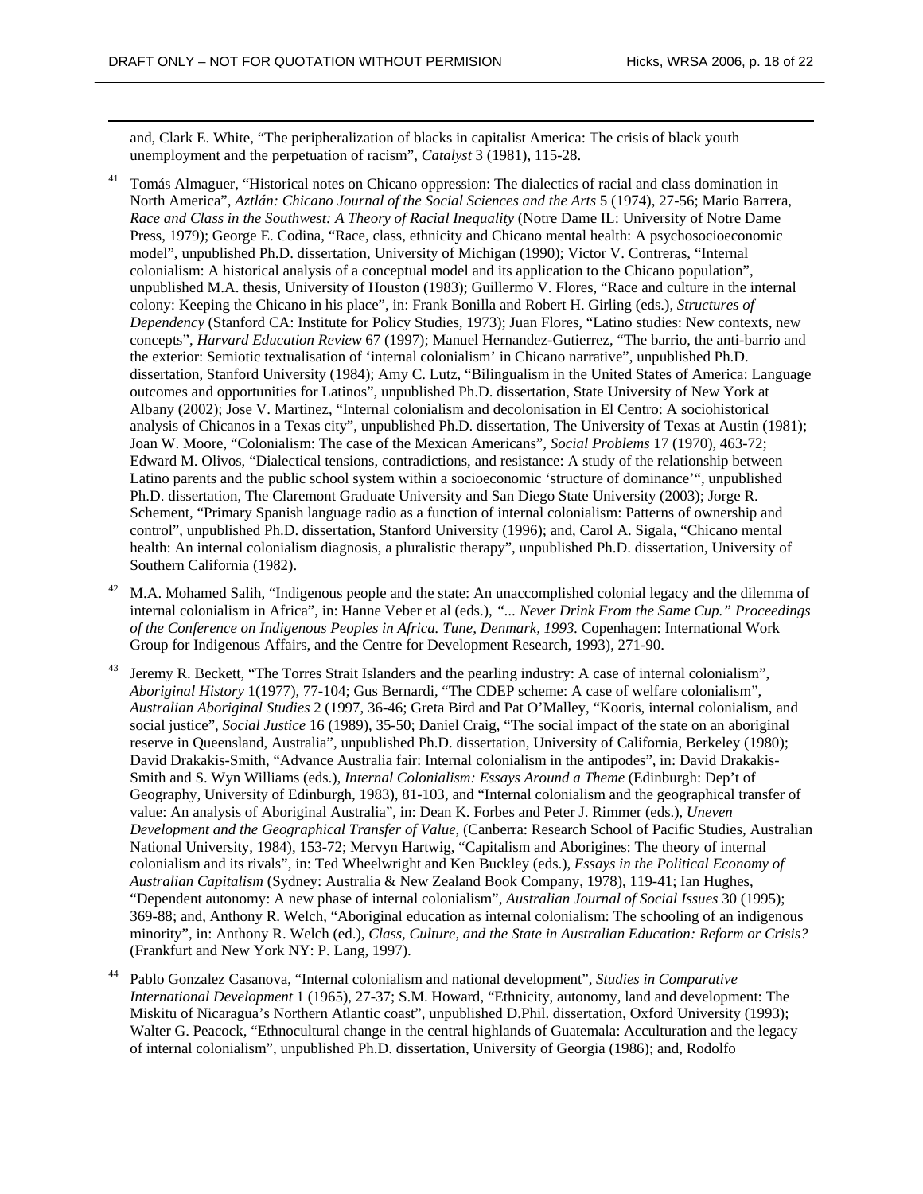and, Clark E. White, "The peripheralization of blacks in capitalist America: The crisis of black youth unemployment and the perpetuation of racism", *Catalyst* 3 (1981), 115-28.

[41] Tomás Almaguer, "Historical notes on Chicano oppression: The dialectics of racial and class domination in North America", *Aztlán: Chicano Journal of the Social Sciences and the Arts* 5 (1974), 27-56; Mario Barrera, *Race and Class in the Southwest: A Theory of Racial Inequality* (Notre Dame IL: University of Notre Dame Press, 1979); George E. Codina, "Race, class, ethnicity and Chicano mental health: A psychosocioeconomic model", unpublished Ph.D. dissertation, University of Michigan (1990); Victor V. Contreras, "Internal colonialism: A historical analysis of a conceptual model and its application to the Chicano population", unpublished M.A. thesis, University of Houston (1983); Guillermo V. Flores, "Race and culture in the internal colony: Keeping the Chicano in his place", in: Frank Bonilla and Robert H. Girling (eds.), *Structures of Dependency* (Stanford CA: Institute for Policy Studies, 1973); Juan Flores, "Latino studies: New contexts, new concepts", *Harvard Education Review* 67 (1997); Manuel Hernandez-Gutierrez, "The barrio, the anti-barrio and the exterior: Semiotic textualisation of 'internal colonialism' in Chicano narrative", unpublished Ph.D. dissertation, Stanford University (1984); Amy C. Lutz, "Bilingualism in the United States of America: Language outcomes and opportunities for Latinos", unpublished Ph.D. dissertation, State University of New York at Albany (2002); Jose V. Martinez, "Internal colonialism and decolonisation in El Centro: A sociohistorical analysis of Chicanos in a Texas city", unpublished Ph.D. dissertation, The University of Texas at Austin (1981); Joan W. Moore, "Colonialism: The case of the Mexican Americans", *Social Problems* 17 (1970), 463-72; Edward M. Olivos, "Dialectical tensions, contradictions, and resistance: A study of the relationship between Latino parents and the public school system within a socioeconomic 'structure of dominance'", unpublished Ph.D. dissertation, The Claremont Graduate University and San Diego State University (2003); Jorge R. Schement, "Primary Spanish language radio as a function of internal colonialism: Patterns of ownership and control", unpublished Ph.D. dissertation, Stanford University (1996); and, Carol A. Sigala, "Chicano mental health: An internal colonialism diagnosis, a pluralistic therapy", unpublished Ph.D. dissertation, University of Southern California (1982).

[42] M.A. Mohamed Salih, "Indigenous people and the state: An unaccomplished colonial legacy and the dilemma of internal colonialism in Africa", in: Hanne Veber et al (eds.), *"... Never Drink From the Same Cup." Proceedings of the Conference on Indigenous Peoples in Africa. Tune, Denmark, 1993.* Copenhagen: International Work Group for Indigenous Affairs, and the Centre for Development Research, 1993), 271-90.

[43] Jeremy R. Beckett, "The Torres Strait Islanders and the pearling industry: A case of internal colonialism", *Aboriginal History* 1(1977), 77-104; Gus Bernardi, "The CDEP scheme: A case of welfare colonialism", *Australian Aboriginal Studies* 2 (1997, 36-46; Greta Bird and Pat O'Malley, "Kooris, internal colonialism, and social justice", *Social Justice* 16 (1989), 35-50; Daniel Craig, "The social impact of the state on an aboriginal reserve in Queensland, Australia", unpublished Ph.D. dissertation, University of California, Berkeley (1980); David Drakakis-Smith, "Advance Australia fair: Internal colonialism in the antipodes", in: David Drakakis-Smith and S. Wyn Williams (eds.), *Internal Colonialism: Essays Around a Theme* (Edinburgh: Dep't of Geography, University of Edinburgh, 1983), 81-103, and "Internal colonialism and the geographical transfer of value: An analysis of Aboriginal Australia", in: Dean K. Forbes and Peter J. Rimmer (eds.), *Uneven Development and the Geographical Transfer of Value*, (Canberra: Research School of Pacific Studies, Australian National University, 1984), 153-72; Mervyn Hartwig, "Capitalism and Aborigines: The theory of internal colonialism and its rivals", in: Ted Wheelwright and Ken Buckley (eds.), *Essays in the Political Economy of Australian Capitalism* (Sydney: Australia & New Zealand Book Company, 1978), 119-41; Ian Hughes, "Dependent autonomy: A new phase of internal colonialism", *Australian Journal of Social Issues* 30 (1995); 369-88; and, Anthony R. Welch, "Aboriginal education as internal colonialism: The schooling of an indigenous minority", in: Anthony R. Welch (ed.), *Class, Culture, and the State in Australian Education: Reform or Crisis?* (Frankfurt and New York NY: P. Lang, 1997).

[44] Pablo Gonzalez Casanova, "Internal colonialism and national development", *Studies in Comparative International Development* 1 (1965), 27-37; S.M. Howard, "Ethnicity, autonomy, land and development: The Miskitu of Nicaragua's Northern Atlantic coast", unpublished D.Phil. dissertation, Oxford University (1993); Walter G. Peacock, "Ethnocultural change in the central highlands of Guatemala: Acculturation and the legacy of internal colonialism", unpublished Ph.D. dissertation, University of Georgia (1986); and, Rodolfo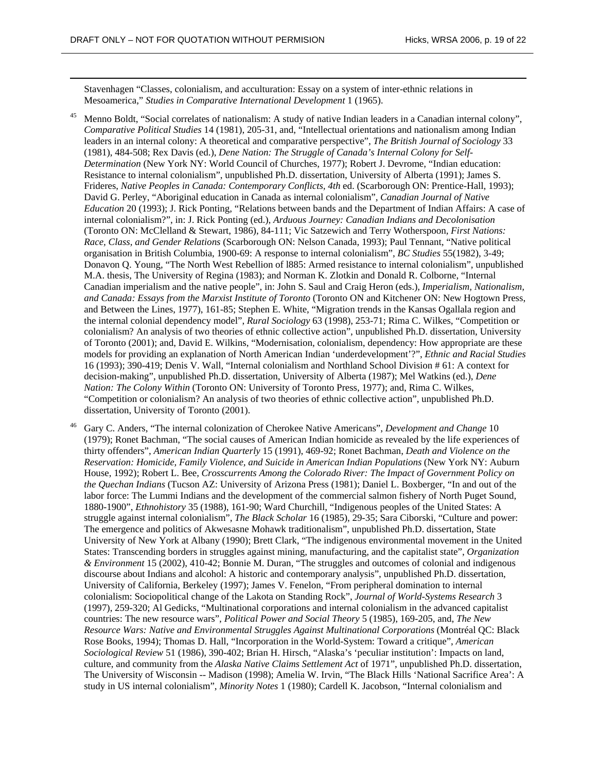Stavenhagen "Classes, colonialism, and acculturation: Essay on a system of inter-ethnic relations in Mesoamerica," *Studies in Comparative International Development* 1 (1965).

[45] Menno Boldt, "Social correlates of nationalism: A study of native Indian leaders in a Canadian internal colony", *Comparative Political Studies* 14 (1981), 205-31, and, "Intellectual orientations and nationalism among Indian leaders in an internal colony: A theoretical and comparative perspective", *The British Journal of Sociology* 33 (1981), 484-508; Rex Davis (ed.), *Dene Nation: The Struggle of Canada's Internal Colony for Self-Determination* (New York NY: World Council of Churches, 1977); Robert J. Devrome, "Indian education: Resistance to internal colonialism", unpublished Ph.D. dissertation, University of Alberta (1991); James S. Frideres, *Native Peoples in Canada: Contemporary Conflicts, 4th* ed. (Scarborough ON: Prentice-Hall, 1993); David G. Perley, "Aboriginal education in Canada as internal colonialism", *Canadian Journal of Native Education* 20 (1993); J. Rick Ponting, "Relations between bands and the Department of Indian Affairs: A case of internal colonialism?", in: J. Rick Ponting (ed.), *Arduous Journey: Canadian Indians and Decolonisation* (Toronto ON: McClelland & Stewart, 1986), 84-111; Vic Satzewich and Terry Wotherspoon, *First Nations: Race, Class, and Gender Relations* (Scarborough ON: Nelson Canada, 1993); Paul Tennant, "Native political organisation in British Columbia, 1900-69: A response to internal colonialism", *BC Studies* 55(1982), 3-49; Donavon Q. Young, "The North West Rebellion of l885: Armed resistance to internal colonialism", unpublished M.A. thesis, The University of Regina (1983); and Norman K. Zlotkin and Donald R. Colborne, "Internal Canadian imperialism and the native people", in: John S. Saul and Craig Heron (eds.), *Imperialism, Nationalism, and Canada: Essays from the Marxist Institute of Toronto* (Toronto ON and Kitchener ON: New Hogtown Press, and Between the Lines, 1977), 161-85; Stephen E. White, "Migration trends in the Kansas Ogallala region and the internal colonial dependency model", *Rural Sociology* 63 (1998), 253-71; Rima C. Wilkes, "Competition or colonialism? An analysis of two theories of ethnic collective action", unpublished Ph.D. dissertation, University of Toronto (2001); and, David E. Wilkins, "Modernisation, colonialism, dependency: How appropriate are these models for providing an explanation of North American Indian 'underdevelopment'?", *Ethnic and Racial Studies* 16 (1993); 390-419; Denis V. Wall, "Internal colonialism and Northland School Division # 61: A context for decision-making", unpublished Ph.D. dissertation, University of Alberta (1987); Mel Watkins (ed.), *Dene Nation: The Colony Within* (Toronto ON: University of Toronto Press, 1977); and, Rima C. Wilkes, "Competition or colonialism? An analysis of two theories of ethnic collective action", unpublished Ph.D. dissertation, University of Toronto (2001).

[46] Gary C. Anders, "The internal colonization of Cherokee Native Americans", *Development and Change* 10 (1979); Ronet Bachman, "The social causes of American Indian homicide as revealed by the life experiences of thirty offenders", *American Indian Quarterly* 15 (1991), 469-92; Ronet Bachman, *Death and Violence on the Reservation: Homicide, Family Violence, and Suicide in American Indian Populations* (New York NY: Auburn House, 1992); Robert L. Bee, *Crosscurrents Among the Colorado River: The Impact of Government Policy on the Quechan Indians* (Tucson AZ: University of Arizona Press (1981); Daniel L. Boxberger, "In and out of the labor force: The Lummi Indians and the development of the commercial salmon fishery of North Puget Sound, 1880-1900", *Ethnohistory* 35 (1988), 161-90; Ward Churchill, "Indigenous peoples of the United States: A struggle against internal colonialism", *The Black Scholar* 16 (1985), 29-35; Sara Ciborski, "Culture and power: The emergence and politics of Akwesasne Mohawk traditionalism", unpublished Ph.D. dissertation, State University of New York at Albany (1990); Brett Clark, "The indigenous environmental movement in the United States: Transcending borders in struggles against mining, manufacturing, and the capitalist state", *Organization & Environment* 15 (2002), 410-42; Bonnie M. Duran, "The struggles and outcomes of colonial and indigenous discourse about Indians and alcohol: A historic and contemporary analysis", unpublished Ph.D. dissertation, University of California, Berkeley (1997); James V. Fenelon, "From peripheral domination to internal colonialism: Sociopolitical change of the Lakota on Standing Rock", *Journal of World-Systems Research* 3 (1997), 259-320; Al Gedicks, "Multinational corporations and internal colonialism in the advanced capitalist countries: The new resource wars", *Political Power and Social Theory* 5 (1985), 169-205, and, *The New Resource Wars: Native and Environmental Struggles Against Multinational Corporations* (Montréal QC: Black Rose Books, 1994); Thomas D. Hall, "Incorporation in the World-System: Toward a critique", *American Sociological Review* 51 (1986), 390-402; Brian H. Hirsch, "Alaska's 'peculiar institution': Impacts on land, culture, and community from the *Alaska Native Claims Settlement Act* of 1971", unpublished Ph.D. dissertation, The University of Wisconsin -- Madison (1998); Amelia W. Irvin, "The Black Hills 'National Sacrifice Area': A study in US internal colonialism", *Minority Notes* 1 (1980); Cardell K. Jacobson, "Internal colonialism and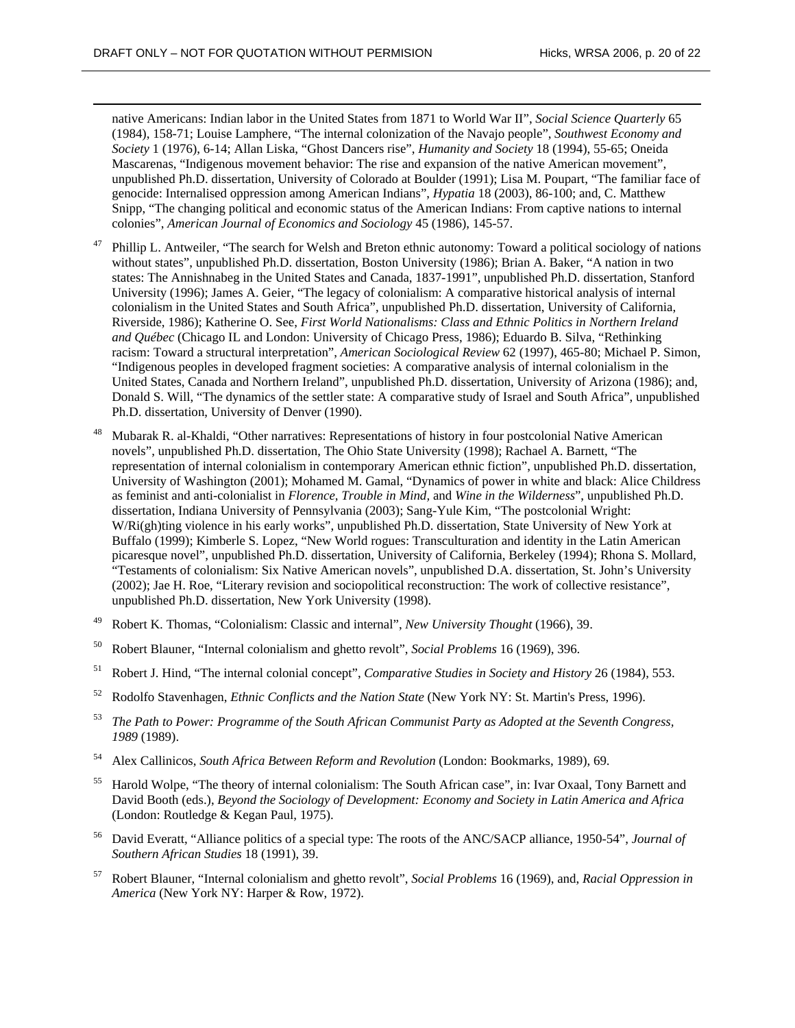native Americans: Indian labor in the United States from 1871 to World War II", *Social Science Quarterly* 65 (1984), 158-71; Louise Lamphere, "The internal colonization of the Navajo people", *Southwest Economy and Society* 1 (1976), 6-14; Allan Liska, "Ghost Dancers rise", *Humanity and Society* 18 (1994), 55-65; Oneida Mascarenas, "Indigenous movement behavior: The rise and expansion of the native American movement", unpublished Ph.D. dissertation, University of Colorado at Boulder (1991); Lisa M. Poupart, "The familiar face of genocide: Internalised oppression among American Indians", *Hypatia* 18 (2003), 86-100; and, C. Matthew Snipp, "The changing political and economic status of the American Indians: From captive nations to internal colonies", *American Journal of Economics and Sociology* 45 (1986), 145-57.

[47] Phillip L. Antweiler, "The search for Welsh and Breton ethnic autonomy: Toward a political sociology of nations without states", unpublished Ph.D. dissertation, Boston University (1986); Brian A. Baker, "A nation in two states: The Annishnabeg in the United States and Canada, 1837-1991", unpublished Ph.D. dissertation, Stanford University (1996); James A. Geier, "The legacy of colonialism: A comparative historical analysis of internal colonialism in the United States and South Africa", unpublished Ph.D. dissertation, University of California, Riverside, 1986); Katherine O. See, *First World Nationalisms: Class and Ethnic Politics in Northern Ireland and Québec* (Chicago IL and London: University of Chicago Press, 1986); Eduardo B. Silva, "Rethinking racism: Toward a structural interpretation", *American Sociological Review* 62 (1997), 465-80; Michael P. Simon, "Indigenous peoples in developed fragment societies: A comparative analysis of internal colonialism in the United States, Canada and Northern Ireland", unpublished Ph.D. dissertation, University of Arizona (1986); and, Donald S. Will, "The dynamics of the settler state: A comparative study of Israel and South Africa", unpublished Ph.D. dissertation, University of Denver (1990).

[48] Mubarak R. al-Khaldi, "Other narratives: Representations of history in four postcolonial Native American novels", unpublished Ph.D. dissertation, The Ohio State University (1998); Rachael A. Barnett, "The representation of internal colonialism in contemporary American ethnic fiction", unpublished Ph.D. dissertation, University of Washington (2001); Mohamed M. Gamal, "Dynamics of power in white and black: Alice Childress as feminist and anti-colonialist in *Florence*, *Trouble in Mind*, and *Wine in the Wilderness*", unpublished Ph.D. dissertation, Indiana University of Pennsylvania (2003); Sang-Yule Kim, "The postcolonial Wright: W/Ri(gh)ting violence in his early works", unpublished Ph.D. dissertation, State University of New York at Buffalo (1999); Kimberle S. Lopez, "New World rogues: Transculturation and identity in the Latin American picaresque novel", unpublished Ph.D. dissertation, University of California, Berkeley (1994); Rhona S. Mollard, "Testaments of colonialism: Six Native American novels", unpublished D.A. dissertation, St. John's University (2002); Jae H. Roe, "Literary revision and sociopolitical reconstruction: The work of collective resistance", unpublished Ph.D. dissertation, New York University (1998).

[49] Robert K. Thomas, "Colonialism: Classic and internal", *New University Thought* (1966), 39.

[50] Robert Blauner, "Internal colonialism and ghetto revolt", *Social Problems* 16 (1969), 396.

[51] Robert J. Hind, "The internal colonial concept", *Comparative Studies in Society and History* 26 (1984), 553.

[52] Rodolfo Stavenhagen, *Ethnic Conflicts and the Nation State* (New York NY: St. Martin's Press, 1996).

[53] *The Path to Power: Programme of the South African Communist Party as Adopted at the Seventh Congress, 1989* (1989).

[54] Alex Callinicos, *South Africa Between Reform and Revolution* (London: Bookmarks, 1989), 69.

[55] Harold Wolpe, "The theory of internal colonialism: The South African case", in: Ivar Oxaal, Tony Barnett and David Booth (eds.), *Beyond the Sociology of Development: Economy and Society in Latin America and Africa* (London: Routledge & Kegan Paul, 1975).

[56] David Everatt, "Alliance politics of a special type: The roots of the ANC/SACP alliance, 1950-54", *Journal of Southern African Studies* 18 (1991), 39.

[57] Robert Blauner, "Internal colonialism and ghetto revolt", *Social Problems* 16 (1969), and, *Racial Oppression in America* (New York NY: Harper & Row, 1972).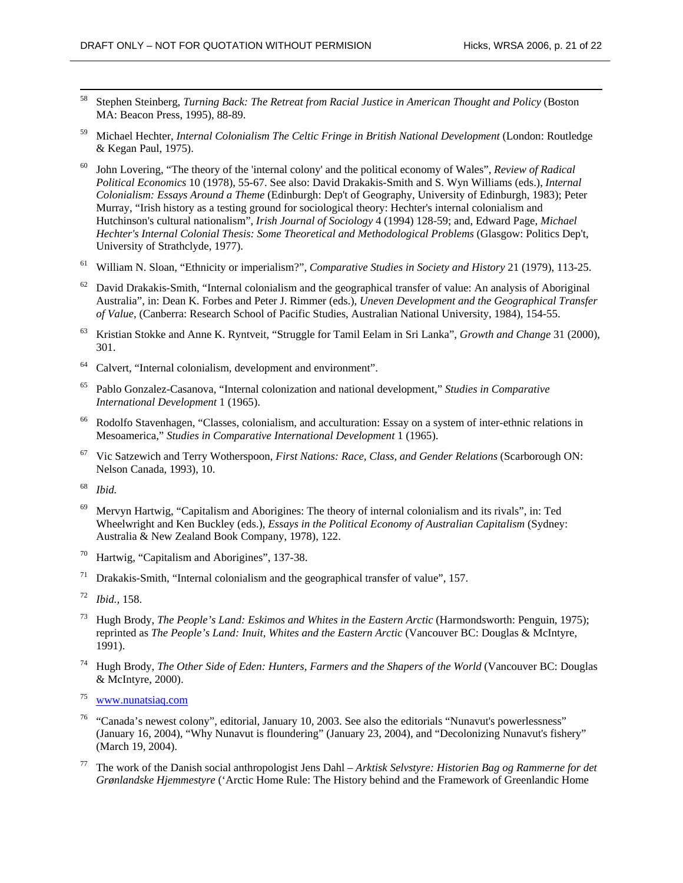[58] Stephen Steinberg, *Turning Back: The Retreat from Racial Justice in American Thought and Policy* (Boston MA: Beacon Press, 1995), 88-89.

[59] Michael Hechter, *Internal Colonialism The Celtic Fringe in British National Development* (London: Routledge & Kegan Paul, 1975).

[60] John Lovering, "The theory of the 'internal colony' and the political economy of Wales", *Review of Radical Political Economics* 10 (1978), 55-67. See also: David Drakakis-Smith and S. Wyn Williams (eds.), *Internal Colonialism: Essays Around a Theme* (Edinburgh: Dep't of Geography, University of Edinburgh, 1983); Peter Murray, "Irish history as a testing ground for sociological theory: Hechter's internal colonialism and Hutchinson's cultural nationalism", *Irish Journal of Sociology* 4 (1994) 128-59; and, Edward Page, *Michael Hechter's Internal Colonial Thesis: Some Theoretical and Methodological Problems* (Glasgow: Politics Dep't, University of Strathclyde, 1977).

[61] William N. Sloan, "Ethnicity or imperialism?", *Comparative Studies in Society and History* 21 (1979), 113-25.

[62] David Drakakis-Smith, "Internal colonialism and the geographical transfer of value: An analysis of Aboriginal Australia", in: Dean K. Forbes and Peter J. Rimmer (eds.), *Uneven Development and the Geographical Transfer of Value*, (Canberra: Research School of Pacific Studies, Australian National University, 1984), 154-55.

[63] Kristian Stokke and Anne K. Ryntveit, "Struggle for Tamil Eelam in Sri Lanka", *Growth and Change* 31 (2000), 301.

[64] Calvert, "Internal colonialism, development and environment".

[65] Pablo Gonzalez-Casanova, "Internal colonization and national development," *Studies in Comparative International Development* 1 (1965).

[66] Rodolfo Stavenhagen, "Classes, colonialism, and acculturation: Essay on a system of inter-ethnic relations in Mesoamerica," *Studies in Comparative International Development* 1 (1965).

[67] Vic Satzewich and Terry Wotherspoon, *First Nations: Race, Class, and Gender Relations* (Scarborough ON: Nelson Canada, 1993), 10.

[68] *Ibid.*

[69] Mervyn Hartwig, "Capitalism and Aborigines: The theory of internal colonialism and its rivals", in: Ted Wheelwright and Ken Buckley (eds.), *Essays in the Political Economy of Australian Capitalism* (Sydney: Australia & New Zealand Book Company, 1978), 122.

[70] Hartwig, "Capitalism and Aborigines", 137-38.

[71] Drakakis-Smith, "Internal colonialism and the geographical transfer of value", 157.

[72] *Ibid.,* 158.

[73] Hugh Brody, *The People's Land: Eskimos and Whites in the Eastern Arctic* (Harmondsworth: Penguin, 1975); reprinted as *The People's Land: Inuit, Whites and the Eastern Arctic* (Vancouver BC: Douglas & McIntyre, 1991).

[74] Hugh Brody, *The Other Side of Eden: Hunters, Farmers and the Shapers of the World* (Vancouver BC: Douglas & McIntyre, 2000).

[75] www.nunatsiaq.com

[76] "Canada's newest colony", editorial, January 10, 2003. See also the editorials "Nunavut's powerlessness" (January 16, 2004), "Why Nunavut is floundering" (January 23, 2004), and "Decolonizing Nunavut's fishery" (March 19, 2004).

[77] The work of the Danish social anthropologist Jens Dahl – *Arktisk Selvstyre: Historien Bag og Rammerne for det Grønlandske Hjemmestyre* ('Arctic Home Rule: The History behind and the Framework of Greenlandic Home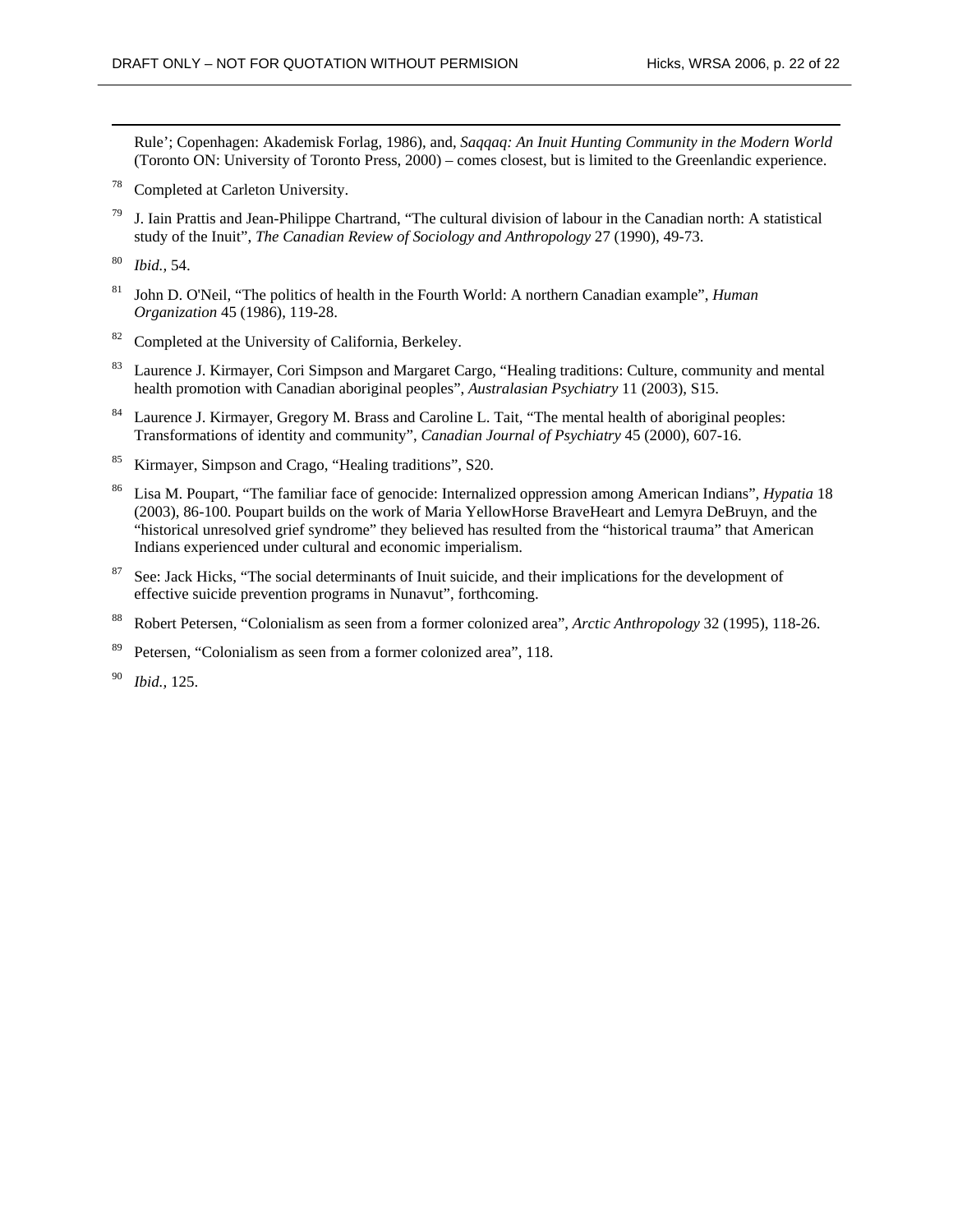Rule'; Copenhagen: Akademisk Forlag, 1986), and, *Saqqaq: An Inuit Hunting Community in the Modern World* (Toronto ON: University of Toronto Press, 2000) – comes closest, but is limited to the Greenlandic experience.

[78] Completed at Carleton University.

[79] J. Iain Prattis and Jean-Philippe Chartrand, "The cultural division of labour in the Canadian north: A statistical study of the Inuit", *The Canadian Review of Sociology and Anthropology* 27 (1990), 49-73.

[80] *Ibid.,* 54.

[81] John D. O'Neil, "The politics of health in the Fourth World: A northern Canadian example", *Human Organization* 45 (1986), 119-28.

[82] Completed at the University of California, Berkeley.

[83] Laurence J. Kirmayer, Cori Simpson and Margaret Cargo, "Healing traditions: Culture, community and mental health promotion with Canadian aboriginal peoples", *Australasian Psychiatry* 11 (2003), S15.

[84] Laurence J. Kirmayer, Gregory M. Brass and Caroline L. Tait, "The mental health of aboriginal peoples: Transformations of identity and community", *Canadian Journal of Psychiatry* 45 (2000), 607-16.

[85] Kirmayer, Simpson and Crago, "Healing traditions", S20.

[86] Lisa M. Poupart, "The familiar face of genocide: Internalized oppression among American Indians", *Hypatia* 18 (2003), 86-100. Poupart builds on the work of Maria YellowHorse BraveHeart and Lemyra DeBruyn, and the "historical unresolved grief syndrome" they believed has resulted from the "historical trauma" that American Indians experienced under cultural and economic imperialism.

[87] See: Jack Hicks, "The social determinants of Inuit suicide, and their implications for the development of effective suicide prevention programs in Nunavut", forthcoming.

[88] Robert Petersen, "Colonialism as seen from a former colonized area", *Arctic Anthropology* 32 (1995), 118-26.

[89] Petersen, "Colonialism as seen from a former colonized area", 118.

[90] *Ibid.,* 125.